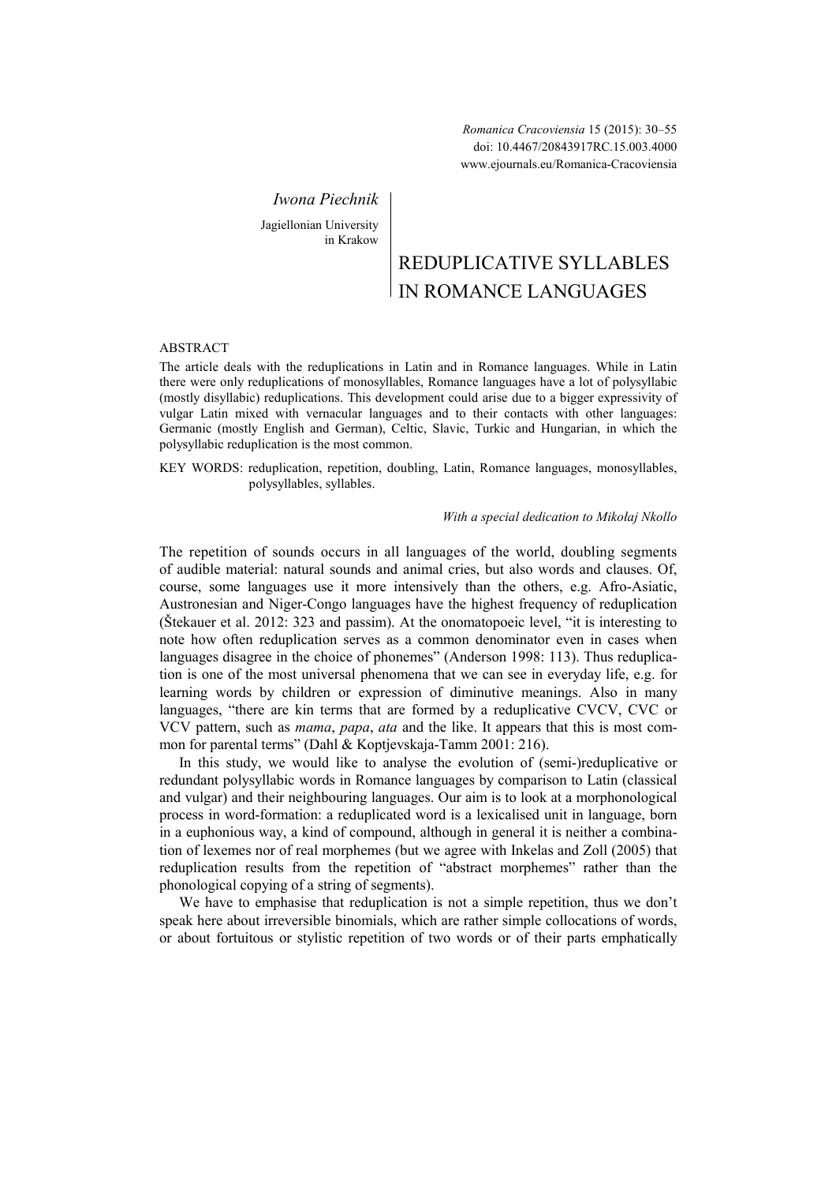*Romanica Cracoviensia* 15 (2015): 30–55
doi: 10.4467/20843917RC.15.003.4000
www.ejournals.eu/Romanica-Cracoviensia

*Iwona Piechnik*

Jagiellonian University
in Krakow

# REDUPLICATIVE SYLLABLES IN ROMANCE LANGUAGES

ABSTRACT

The article deals with the reduplications in Latin and in Romance languages. While in Latin there were only reduplications of monosyllables, Romance languages have a lot of polysyllabic (mostly disyllabic) reduplications. This development could arise due to a bigger expressivity of vulgar Latin mixed with vernacular languages and to their contacts with other languages: Germanic (mostly English and German), Celtic, Slavic, Turkic and Hungarian, in which the polysyllabic reduplication is the most common.

KEY WORDS: reduplication, repetition, doubling, Latin, Romance languages, monosyllables, polysyllables, syllables.

*With a special dedication to Mikołaj Nkollo*

The repetition of sounds occurs in all languages of the world, doubling segments of audible material: natural sounds and animal cries, but also words and clauses. Of, course, some languages use it more intensively than the others, e.g. Afro-Asiatic, Austronesian and Niger-Congo languages have the highest frequency of reduplication (Štekauer et al. 2012: 323 and passim). At the onomatopoeic level, "it is interesting to note how often reduplication serves as a common denominator even in cases when languages disagree in the choice of phonemes" (Anderson 1998: 113). Thus reduplication is one of the most universal phenomena that we can see in everyday life, e.g. for learning words by children or expression of diminutive meanings. Also in many languages, "there are kin terms that are formed by a reduplicative CVCV, CVC or VCV pattern, such as *mama*, *papa*, *ata* and the like. It appears that this is most common for parental terms" (Dahl & Koptjevskaja-Tamm 2001: 216).

In this study, we would like to analyse the evolution of (semi-)reduplicative or redundant polysyllabic words in Romance languages by comparison to Latin (classical and vulgar) and their neighbouring languages. Our aim is to look at a morphonological process in word-formation: a reduplicated word is a lexicalised unit in language, born in a euphonious way, a kind of compound, although in general it is neither a combination of lexemes nor of real morphemes (but we agree with Inkelas and Zoll (2005) that reduplication results from the repetition of "abstract morphemes" rather than the phonological copying of a string of segments).

We have to emphasise that reduplication is not a simple repetition, thus we don't speak here about irreversible binomials, which are rather simple collocations of words, or about fortuitous or stylistic repetition of two words or of their parts emphatically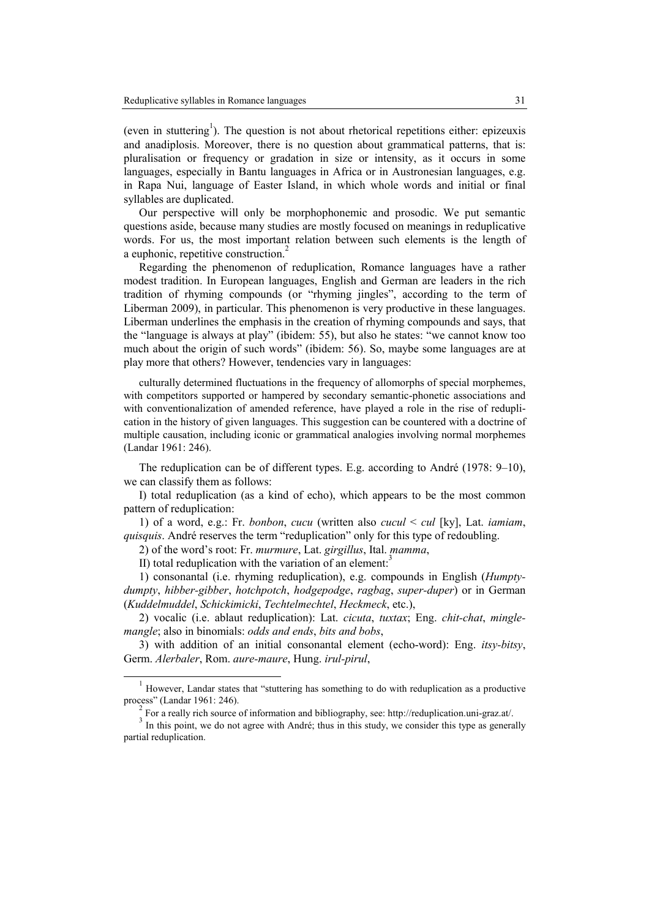(even in stuttering[1]). The question is not about rhetorical repetitions either: epizeuxis and anadiplosis. Moreover, there is no question about grammatical patterns, that is: pluralisation or frequency or gradation in size or intensity, as it occurs in some languages, especially in Bantu languages in Africa or in Austronesian languages, e.g. in Rapa Nui, language of Easter Island, in which whole words and initial or final syllables are duplicated.

Our perspective will only be morphophonemic and prosodic. We put semantic questions aside, because many studies are mostly focused on meanings in reduplicative words. For us, the most important relation between such elements is the length of a euphonic, repetitive construction.[2]

Regarding the phenomenon of reduplication, Romance languages have a rather modest tradition. In European languages, English and German are leaders in the rich tradition of rhyming compounds (or "rhyming jingles", according to the term of Liberman 2009), in particular. This phenomenon is very productive in these languages. Liberman underlines the emphasis in the creation of rhyming compounds and says, that the "language is always at play" (ibidem: 55), but also he states: "we cannot know too much about the origin of such words" (ibidem: 56). So, maybe some languages are at play more that others? However, tendencies vary in languages:

> culturally determined fluctuations in the frequency of allomorphs of special morphemes, with competitors supported or hampered by secondary semantic-phonetic associations and with conventionalization of amended reference, have played a role in the rise of reduplication in the history of given languages. This suggestion can be countered with a doctrine of multiple causation, including iconic or grammatical analogies involving normal morphemes (Landar 1961: 246).

The reduplication can be of different types. E.g. according to André (1978: 9–10), we can classify them as follows:

I) total reduplication (as a kind of echo), which appears to be the most common pattern of reduplication:

1) of a word, e.g.: Fr. *bonbon*, *cucu* (written also *cucul* < *cul* [ky], Lat. *iamiam*, *quisquis*. André reserves the term "reduplication" only for this type of redoubling.

2) of the word's root: Fr. *murmure*, Lat. *girgillus*, Ital. *mamma*,

II) total reduplication with the variation of an element:[3]

1) consonantal (i.e. rhyming reduplication), e.g. compounds in English (*Humpty-dumpty*, *hibber-gibber*, *hotchpotch*, *hodgepodge*, *ragbag*, *super-duper*) or in German (*Kuddelmuddel*, *Schickimicki*, *Techtelmechtel*, *Heckmeck*, etc.),

2) vocalic (i.e. ablaut reduplication): Lat. *cicuta*, *tuxtax*; Eng. *chit-chat*, *mingle-mangle*; also in binomials: *odds and ends*, *bits and bobs*,

3) with addition of an initial consonantal element (echo-word): Eng. *itsy-bitsy*, Germ. *Alerbaler*, Rom. *aure-maure*, Hung. *irul-pirul*,

---

[1] However, Landar states that "stuttering has something to do with reduplication as a productive process" (Landar 1961: 246).

[2] For a really rich source of information and bibliography, see: http://reduplication.uni-graz.at/.

[3] In this point, we do not agree with André; thus in this study, we consider this type as generally partial reduplication.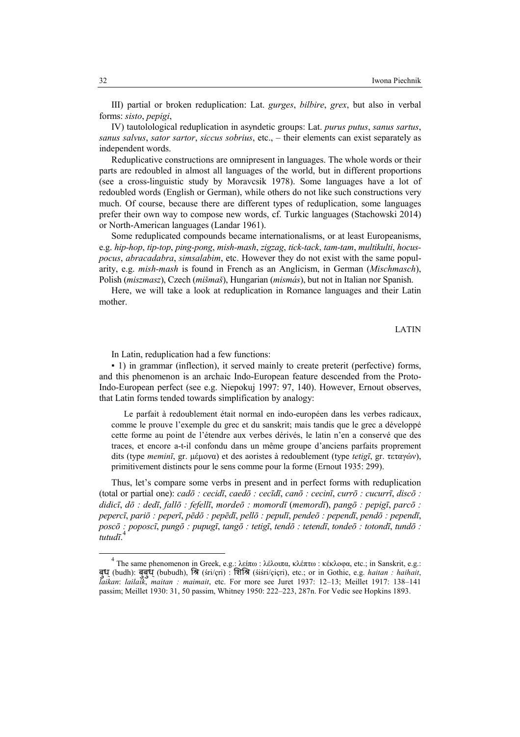III) partial or broken reduplication: Lat. *gurges*, *bilbire*, *grex*, but also in verbal forms: *sisto*, *pepigi*,

IV) tautolological reduplication in asyndetic groups: Lat. *purus putus*, *sanus sartus*, *sanus salvus*, *sator sartor*, *siccus sobrius*, etc., – their elements can exist separately as independent words.

Reduplicative constructions are omnipresent in languages. The whole words or their parts are redoubled in almost all languages of the world, but in different proportions (see a cross-linguistic study by Moravcsik 1978). Some languages have a lot of redoubled words (English or German), while others do not like such constructions very much. Of course, because there are different types of reduplication, some languages prefer their own way to compose new words, cf. Turkic languages (Stachowski 2014) or North-American languages (Landar 1961).

Some reduplicated compounds became internationalisms, or at least Europeanisms, e.g. *hip-hop*, *tip-top*, *ping-pong*, *mish-mash*, *zigzag*, *tick-tack*, *tam-tam*, *multikulti*, *hocus-pocus*, *abracadabra*, *simsalabim*, etc. However they do not exist with the same popularity, e.g. *mish-mash* is found in French as an Anglicism, in German (*Mischmasch*), Polish (*miszmasz*), Czech (*mišmaš*), Hungarian (*mismás*), but not in Italian nor Spanish.

Here, we will take a look at reduplication in Romance languages and their Latin mother.

## LATIN

In Latin, reduplication had a few functions:

▪ 1) in grammar (inflection), it served mainly to create preterit (perfective) forms, and this phenomenon is an archaic Indo-European feature descended from the Proto-Indo-European perfect (see e.g. Niepokuj 1997: 97, 140). However, Ernout observes, that Latin forms tended towards simplification by analogy:

> Le parfait à redoublement était normal en indo-européen dans les verbes radicaux, comme le prouve l'exemple du grec et du sanskrit; mais tandis que le grec a développé cette forme au point de l'étendre aux verbes dérivés, le latin n'en a conservé que des traces, et encore a-t-il confondu dans un même groupe d'anciens parfaits proprement dits (type *meminī*, gr. μέμονα) et des aoristes à redoublement (type *tetigī*, gr. τεταγών), primitivement distincts pour le sens comme pour la forme (Ernout 1935: 299).

Thus, let's compare some verbs in present and in perfect forms with reduplication (total or partial one): *cadō : cecidī*, *caedō : cecīdī*, *canō : cecinī*, *currō : cucurrī*, *discō : didicī*, *dō : dedī*, *fallō : fefellī*, *mordeō : momordī* (*memordī*), *pangō : pepigī*, *parcō : pepercī*, *pariō : peperī*, *pēdō : pepēdī*, *pellō : pepulī*, *pendeō : pependī*, *pendō : pependī*, *poscō : poposcī*, *pungō : pupugī*, *tangō : tetigī*, *tendō : tetendī*, *tondeō : totondī*, *tundō : tutudī*.[4]

---

[4] The same phenomenon in Greek, e.g.: λείπω : λέλοιπα, κλέπτω : κέκλοφα, etc.; in Sanskrit, e.g.: बुध् (budh): बुबुध् (bubudh), श्रि (śri/çri) : शिश्रि (śiśri/çiçri), etc.; or in Gothic, e.g. *haitan : haihait*, *laikan*: *lailaik*, *maitan : maimait*, etc. For more see Juret 1937: 12–13; Meillet 1917: 138–141 passim; Meillet 1930: 31, 50 passim, Whitney 1950: 222–223, 287n. For Vedic see Hopkins 1893.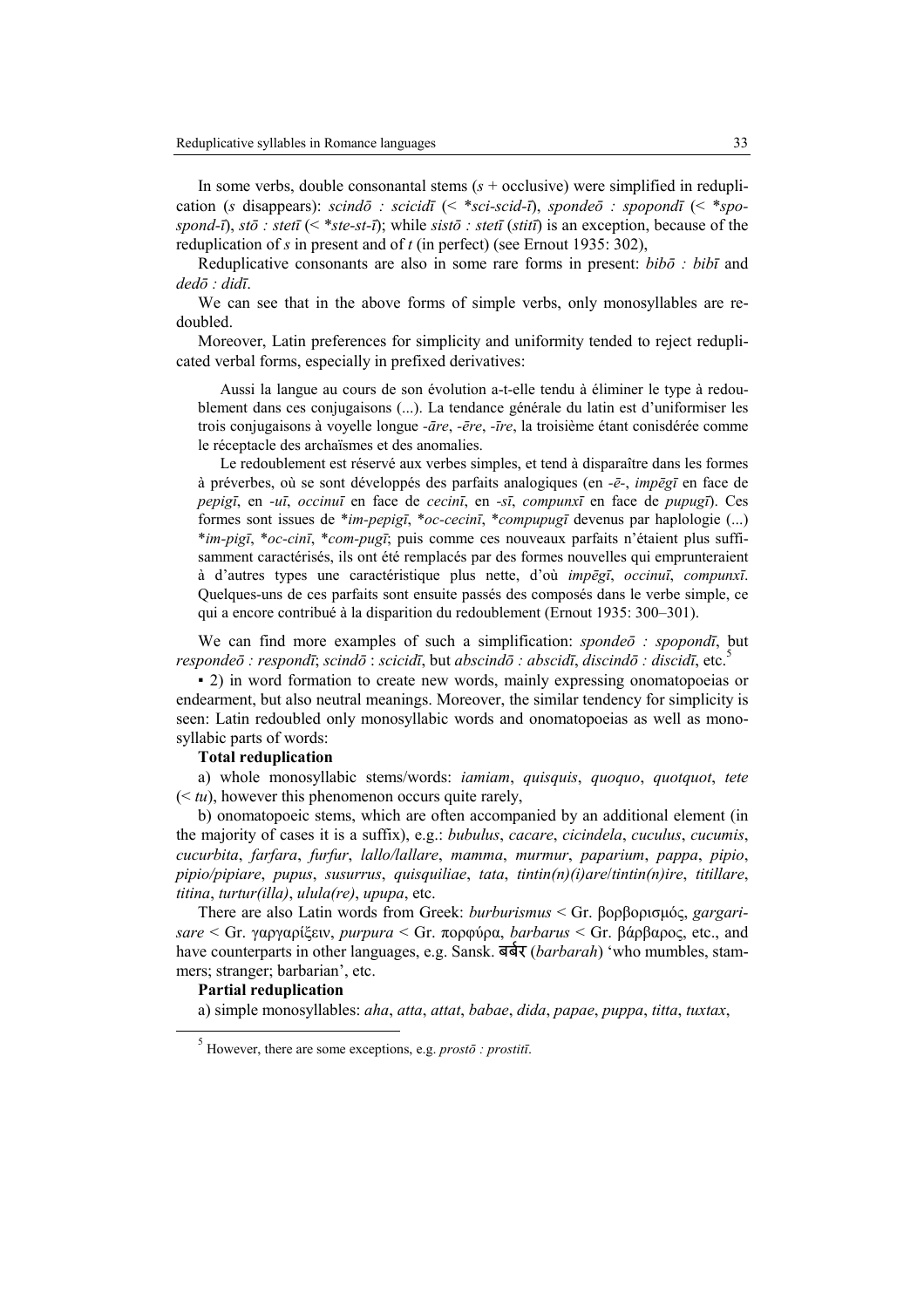In some verbs, double consonantal stems (*s* + occlusive) were simplified in reduplication (*s* disappears): *scindō : scicidī* (< \**sci-scid-ī*), *spondeō : spopondī* (< \**spo-spond-ī*), *stō : stetī* (< \**ste-st-ī*); while *sistō : stetī* (*stitī*) is an exception, because of the reduplication of *s* in present and of *t* (in perfect) (see Ernout 1935: 302),

Reduplicative consonants are also in some rare forms in present: *bibō : bibī* and *dedō : didī*.

We can see that in the above forms of simple verbs, only monosyllables are redoubled.

Moreover, Latin preferences for simplicity and uniformity tended to reject reduplicated verbal forms, especially in prefixed derivatives:

> Aussi la langue au cours de son évolution a-t-elle tendu à éliminer le type à redoublement dans ces conjugaisons (...). La tendance générale du latin est d'uniformiser les trois conjugaisons à voyelle longue *-āre*, *-ēre*, *-īre*, la troisième étant conisdérée comme le réceptacle des archaïsmes et des anomalies.
>
> Le redoublement est réservé aux verbes simples, et tend à disparaître dans les formes à préverbes, où se sont développés des parfaits analogiques (en *-ē-*, *impēgī* en face de *pepigī*, en *-uī*, *occinuī* en face de *cecinī*, en *-sī*, *compunxī* en face de *pupugī*). Ces formes sont issues de \**im-pepigī*, \**oc-cecinī*, \**compupugī* devenus par haplologie (...) \**im-pigī*, \**oc-cinī*, \**com-pugī*; puis comme ces nouveaux parfaits n'étaient plus suffisamment caractérisés, ils ont été remplacés par des formes nouvelles qui emprunteraient à d'autres types une caractéristique plus nette, d'où *impēgī*, *occinuī*, *compunxī*. Quelques-uns de ces parfaits sont ensuite passés des composés dans le verbe simple, ce qui a encore contribué à la disparition du redoublement (Ernout 1935: 300–301).

We can find more examples of such a simplification: *spondeō : spopondī*, but *respondeō : respondī*; *scindō* : *scicidī*, but *abscindō : abscidī*, *discindō : discidī*, etc.[5]

▪ 2) in word formation to create new words, mainly expressing onomatopoeias or endearment, but also neutral meanings. Moreover, the similar tendency for simplicity is seen: Latin redoubled only monosyllabic words and onomatopoeias as well as monosyllabic parts of words:

**Total reduplication**

a) whole monosyllabic stems/words: *iamiam*, *quisquis*, *quoquo*, *quotquot*, *tete* (< *tu*), however this phenomenon occurs quite rarely,

b) onomatopoeic stems, which are often accompanied by an additional element (in the majority of cases it is a suffix), e.g.: *bubulus*, *cacare*, *cicindela*, *cuculus*, *cucumis*, *cucurbita*, *farfara*, *furfur*, *lallo/lallare*, *mamma*, *murmur*, *paparium*, *pappa*, *pipio*, *pipio/pipiare*, *pupus*, *susurrus*, *quisquiliae*, *tata*, *tintin(n)(i)are*/*tintin(n)ire*, *titillare*, *titina*, *turtur(illa)*, *ulula(re)*, *upupa*, etc.

There are also Latin words from Greek: *burburismus* < Gr. βορβορισμός, *gargarisare* < Gr. γαργαρίξειν, *purpura* < Gr. πορφύρα, *barbarus* < Gr. βάρβαρος, etc., and have counterparts in other languages, e.g. Sansk. बर्बर (*barbarah*) 'who mumbles, stammers; stranger; barbarian', etc.

**Partial reduplication**

a) simple monosyllables: *aha*, *atta*, *attat*, *babae*, *dida*, *papae*, *puppa*, *titta*, *tuxtax*,

[5] However, there are some exceptions, e.g. *prostō : prostitī.*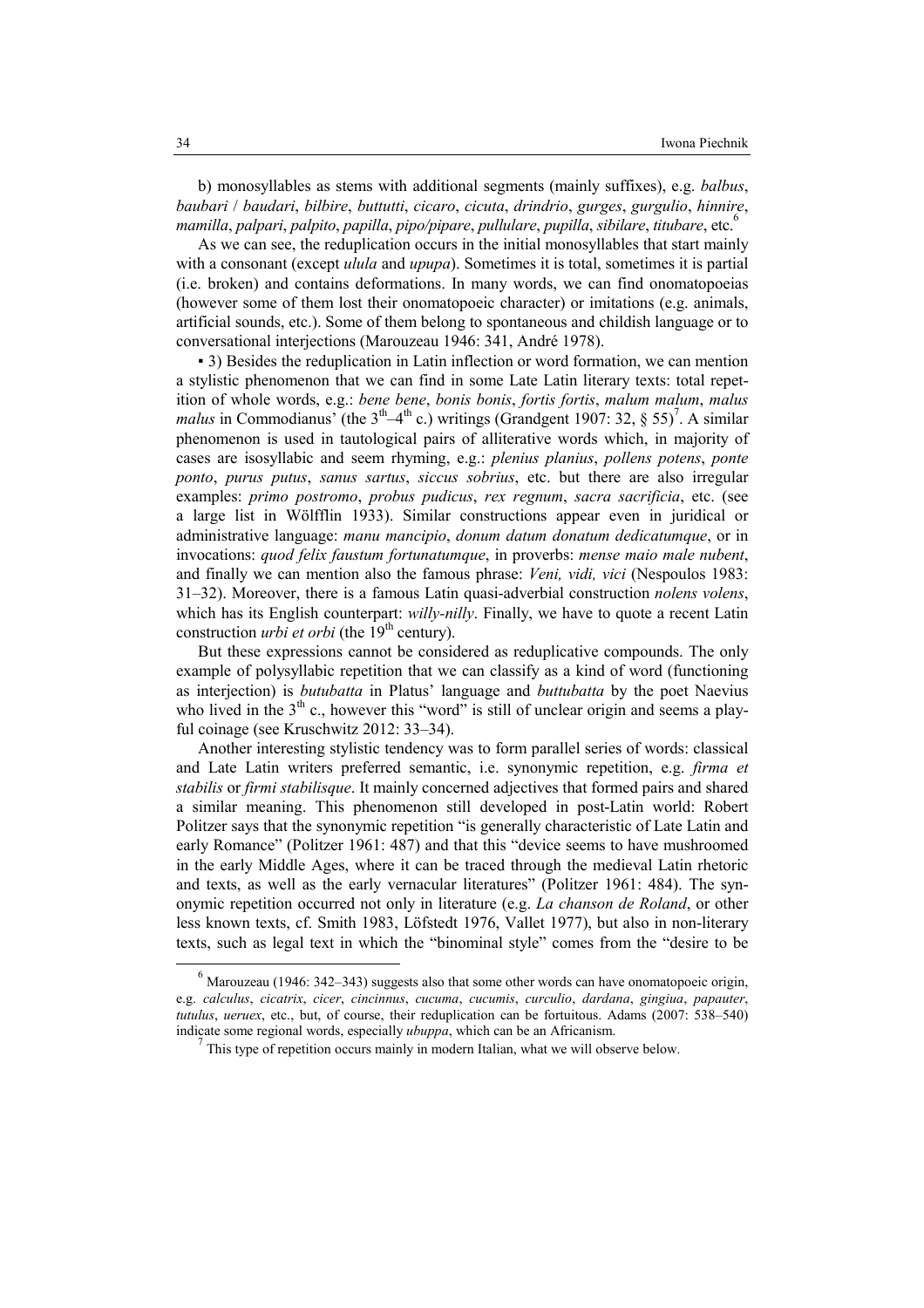b) monosyllables as stems with additional segments (mainly suffixes), e.g. *balbus*, *baubari* / *baudari*, *bilbire*, *buttutti*, *cicaro*, *cicuta*, *drindrio*, *gurges*, *gurgulio*, *hinnire*, *mamilla*, *palpari*, *palpito*, *papilla*, *pipo/pipare*, *pullulare*, *pupilla*, *sibilare*, *titubare*, etc.[6]

As we can see, the reduplication occurs in the initial monosyllables that start mainly with a consonant (except *ulula* and *upupa*). Sometimes it is total, sometimes it is partial (i.e. broken) and contains deformations. In many words, we can find onomatopoeias (however some of them lost their onomatopoeic character) or imitations (e.g. animals, artificial sounds, etc.). Some of them belong to spontaneous and childish language or to conversational interjections (Marouzeau 1946: 341, André 1978).

▪ 3) Besides the reduplication in Latin inflection or word formation, we can mention a stylistic phenomenon that we can find in some Late Latin literary texts: total repetition of whole words, e.g.: *bene bene*, *bonis bonis*, *fortis fortis*, *malum malum*, *malus malus* in Commodianus' (the 3th–4th c.) writings (Grandgent 1907: 32, § 55)[7]. A similar phenomenon is used in tautological pairs of alliterative words which, in majority of cases are isosyllabic and seem rhyming, e.g.: *plenius planius*, *pollens potens*, *ponte ponto*, *purus putus*, *sanus sartus*, *siccus sobrius*, etc. but there are also irregular examples: *primo postromo*, *probus pudicus*, *rex regnum*, *sacra sacrificia*, etc. (see a large list in Wölfflin 1933). Similar constructions appear even in juridical or administrative language: *manu mancipio*, *donum datum donatum dedicatumque*, or in invocations: *quod felix faustum fortunatumque*, in proverbs: *mense maio male nubent*, and finally we can mention also the famous phrase: *Veni, vidi, vici* (Nespoulos 1983: 31–32). Moreover, there is a famous Latin quasi-adverbial construction *nolens volens*, which has its English counterpart: *willy-nilly*. Finally, we have to quote a recent Latin construction *urbi et orbi* (the 19th century).

But these expressions cannot be considered as reduplicative compounds. The only example of polysyllabic repetition that we can classify as a kind of word (functioning as interjection) is *butubatta* in Platus' language and *buttubatta* by the poet Naevius who lived in the 3th c., however this "word" is still of unclear origin and seems a playful coinage (see Kruschwitz 2012: 33–34).

Another interesting stylistic tendency was to form parallel series of words: classical and Late Latin writers preferred semantic, i.e. synonymic repetition, e.g. *firma et stabilis* or *firmi stabilisque*. It mainly concerned adjectives that formed pairs and shared a similar meaning. This phenomenon still developed in post-Latin world: Robert Politzer says that the synonymic repetition "is generally characteristic of Late Latin and early Romance" (Politzer 1961: 487) and that this "device seems to have mushroomed in the early Middle Ages, where it can be traced through the medieval Latin rhetoric and texts, as well as the early vernacular literatures" (Politzer 1961: 484). The synonymic repetition occurred not only in literature (e.g. *La chanson de Roland*, or other less known texts, cf. Smith 1983, Löfstedt 1976, Vallet 1977), but also in non-literary texts, such as legal text in which the "binominal style" comes from the "desire to be

---

[6] Marouzeau (1946: 342–343) suggests also that some other words can have onomatopoeic origin, e.g. *calculus*, *cicatrix*, *cicer*, *cincinnus*, *cucuma*, *cucumis*, *curculio*, *dardana*, *gingiua*, *papauter*, *tutulus*, *ueruex*, etc., but, of course, their reduplication can be fortuitous. Adams (2007: 538–540) indicate some regional words, especially *ubuppa*, which can be an Africanism.

[7] This type of repetition occurs mainly in modern Italian, what we will observe below.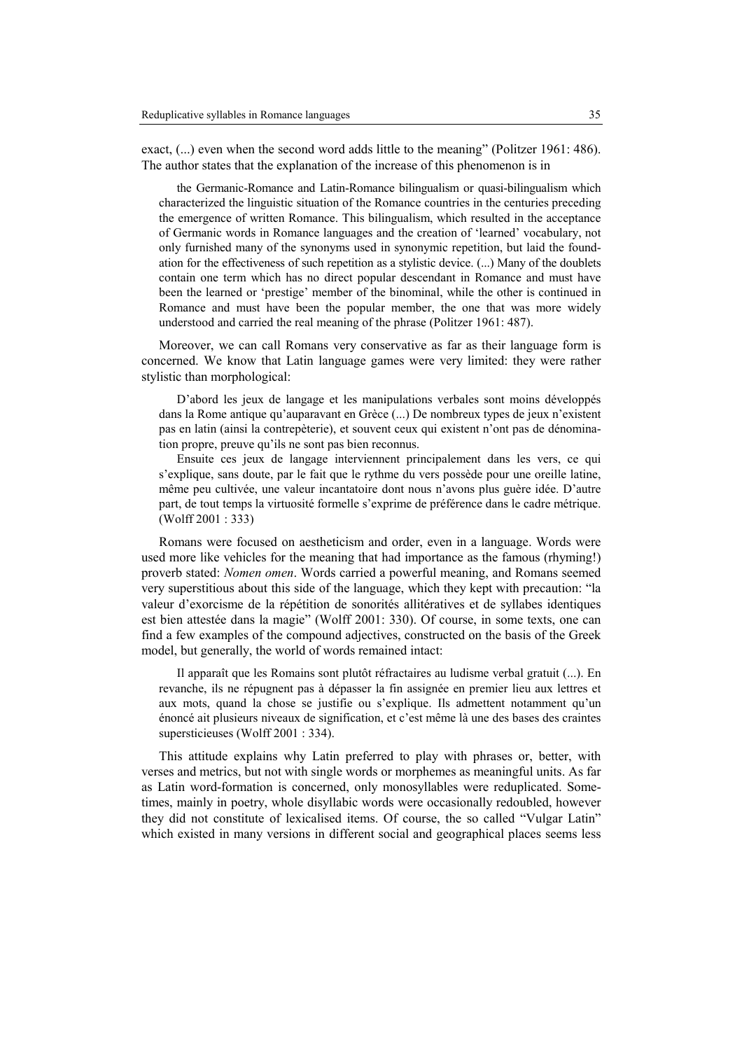exact, (...) even when the second word adds little to the meaning" (Politzer 1961: 486). The author states that the explanation of the increase of this phenomenon is in

> the Germanic-Romance and Latin-Romance bilingualism or quasi-bilingualism which characterized the linguistic situation of the Romance countries in the centuries preceding the emergence of written Romance. This bilingualism, which resulted in the acceptance of Germanic words in Romance languages and the creation of 'learned' vocabulary, not only furnished many of the synonyms used in synonymic repetition, but laid the foundation for the effectiveness of such repetition as a stylistic device. (...) Many of the doublets contain one term which has no direct popular descendant in Romance and must have been the learned or 'prestige' member of the binominal, while the other is continued in Romance and must have been the popular member, the one that was more widely understood and carried the real meaning of the phrase (Politzer 1961: 487).

Moreover, we can call Romans very conservative as far as their language form is concerned. We know that Latin language games were very limited: they were rather stylistic than morphological:

> D'abord les jeux de langage et les manipulations verbales sont moins développés dans la Rome antique qu'auparavant en Grèce (...) De nombreux types de jeux n'existent pas en latin (ainsi la contrepèterie), et souvent ceux qui existent n'ont pas de dénomination propre, preuve qu'ils ne sont pas bien reconnus.
>
> Ensuite ces jeux de langage interviennent principalement dans les vers, ce qui s'explique, sans doute, par le fait que le rythme du vers possède pour une oreille latine, même peu cultivée, une valeur incantatoire dont nous n'avons plus guère idée. D'autre part, de tout temps la virtuosité formelle s'exprime de préférence dans le cadre métrique. (Wolff 2001 : 333)

Romans were focused on aestheticism and order, even in a language. Words were used more like vehicles for the meaning that had importance as the famous (rhyming!) proverb stated: *Nomen omen*. Words carried a powerful meaning, and Romans seemed very superstitious about this side of the language, which they kept with precaution: "la valeur d'exorcisme de la répétition de sonorités allitératives et de syllabes identiques est bien attestée dans la magie" (Wolff 2001: 330). Of course, in some texts, one can find a few examples of the compound adjectives, constructed on the basis of the Greek model, but generally, the world of words remained intact:

> Il apparaît que les Romains sont plutôt réfractaires au ludisme verbal gratuit (...). En revanche, ils ne répugnent pas à dépasser la fin assignée en premier lieu aux lettres et aux mots, quand la chose se justifie ou s'explique. Ils admettent notamment qu'un énoncé ait plusieurs niveaux de signification, et c'est même là une des bases des craintes superstitieuses (Wolff 2001 : 334).

This attitude explains why Latin preferred to play with phrases or, better, with verses and metrics, but not with single words or morphemes as meaningful units. As far as Latin word-formation is concerned, only monosyllables were reduplicated. Sometimes, mainly in poetry, whole disyllabic words were occasionally redoubled, however they did not constitute of lexicalised items. Of course, the so called "Vulgar Latin" which existed in many versions in different social and geographical places seems less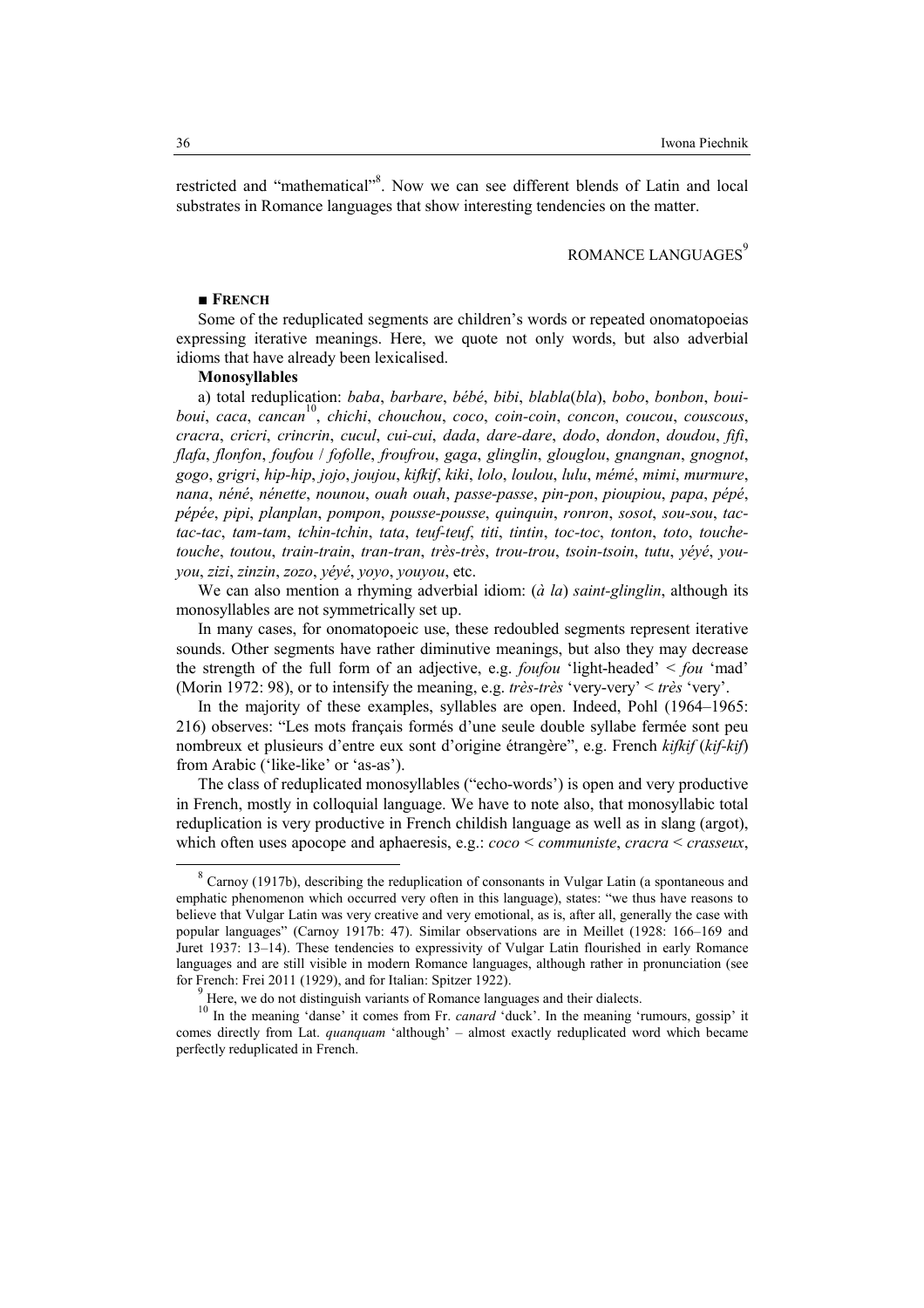restricted and "mathematical"[8]. Now we can see different blends of Latin and local substrates in Romance languages that show interesting tendencies on the matter.

## ROMANCE LANGUAGES[9]

### ■ FRENCH

Some of the reduplicated segments are children's words or repeated onomatopoeias expressing iterative meanings. Here, we quote not only words, but also adverbial idioms that have already been lexicalised.

**Monosyllables**

a) total reduplication: *baba*, *barbare*, *bébé*, *bibi*, *blabla*(*bla*), *bobo*, *bonbon*, *boui-boui*, *caca*, *cancan*[10], *chichi*, *chouchou*, *coco*, *coin-coin*, *concon*, *coucou*, *couscous*, *cracra*, *cricri*, *crincrin*, *cucul*, *cui-cui*, *dada*, *dare-dare*, *dodo*, *dondon*, *doudou*, *fifi*, *flafa*, *flonfon*, *foufou* / *fofolle*, *froufrou*, *gaga*, *glinglin*, *glouglou*, *gnangnan*, *gnognot*, *gogo*, *grigri*, *hip-hip*, *jojo*, *joujou*, *kifkif*, *kiki*, *lolo*, *loulou*, *lulu*, *mémé*, *mimi*, *murmure*, *nana*, *néné*, *nénette*, *nounou*, *ouah ouah*, *passe-passe*, *pin-pon*, *pioupiou*, *papa*, *pépé*, *pépée*, *pipi*, *planplan*, *pompon*, *pousse-pousse*, *quinquin*, *ronron*, *sosot*, *sou-sou*, *tac-tac-tac*, *tam-tam*, *tchin-tchin*, *tata*, *teuf-teuf*, *titi*, *tintin*, *toc-toc*, *tonton*, *toto*, *touche-touche*, *toutou*, *train-train*, *tran-tran*, *très-très*, *trou-trou*, *tsoin-tsoin*, *tutu*, *yéyé*, *you-you*, *zizi*, *zinzin*, *zozo*, *yéyé*, *yoyo*, *youyou*, etc.

We can also mention a rhyming adverbial idiom: (*à la*) *saint-glinglin*, although its monosyllables are not symmetrically set up.

In many cases, for onomatopoeic use, these redoubled segments represent iterative sounds. Other segments have rather diminutive meanings, but also they may decrease the strength of the full form of an adjective, e.g. *foufou* 'light-headed' < *fou* 'mad' (Morin 1972: 98), or to intensify the meaning, e.g. *très-très* 'very-very' < *très* 'very'.

In the majority of these examples, syllables are open. Indeed, Pohl (1964–1965: 216) observes: "Les mots français formés d'une seule double syllabe fermée sont peu nombreux et plusieurs d'entre eux sont d'origine étrangère", e.g. French *kifkif* (*kif-kif*) from Arabic ('like-like' or 'as-as').

The class of reduplicated monosyllables ("echo-words") is open and very productive in French, mostly in colloquial language. We have to note also, that monosyllabic total reduplication is very productive in French childish language as well as in slang (argot), which often uses apocope and aphaeresis, e.g.: *coco* < *communiste*, *cracra* < *crasseux*,

---

[8] Carnoy (1917b), describing the reduplication of consonants in Vulgar Latin (a spontaneous and emphatic phenomenon which occurred very often in this language), states: "we thus have reasons to believe that Vulgar Latin was very creative and very emotional, as is, after all, generally the case with popular languages" (Carnoy 1917b: 47). Similar observations are in Meillet (1928: 166–169 and Juret 1937: 13–14). These tendencies to expressivity of Vulgar Latin flourished in early Romance languages and are still visible in modern Romance languages, although rather in pronunciation (see for French: Frei 2011 (1929), and for Italian: Spitzer 1922).

[9] Here, we do not distinguish variants of Romance languages and their dialects.

[10] In the meaning 'danse' it comes from Fr. *canard* 'duck'. In the meaning 'rumours, gossip' it comes directly from Lat. *quanquam* 'although' – almost exactly reduplicated word which became perfectly reduplicated in French.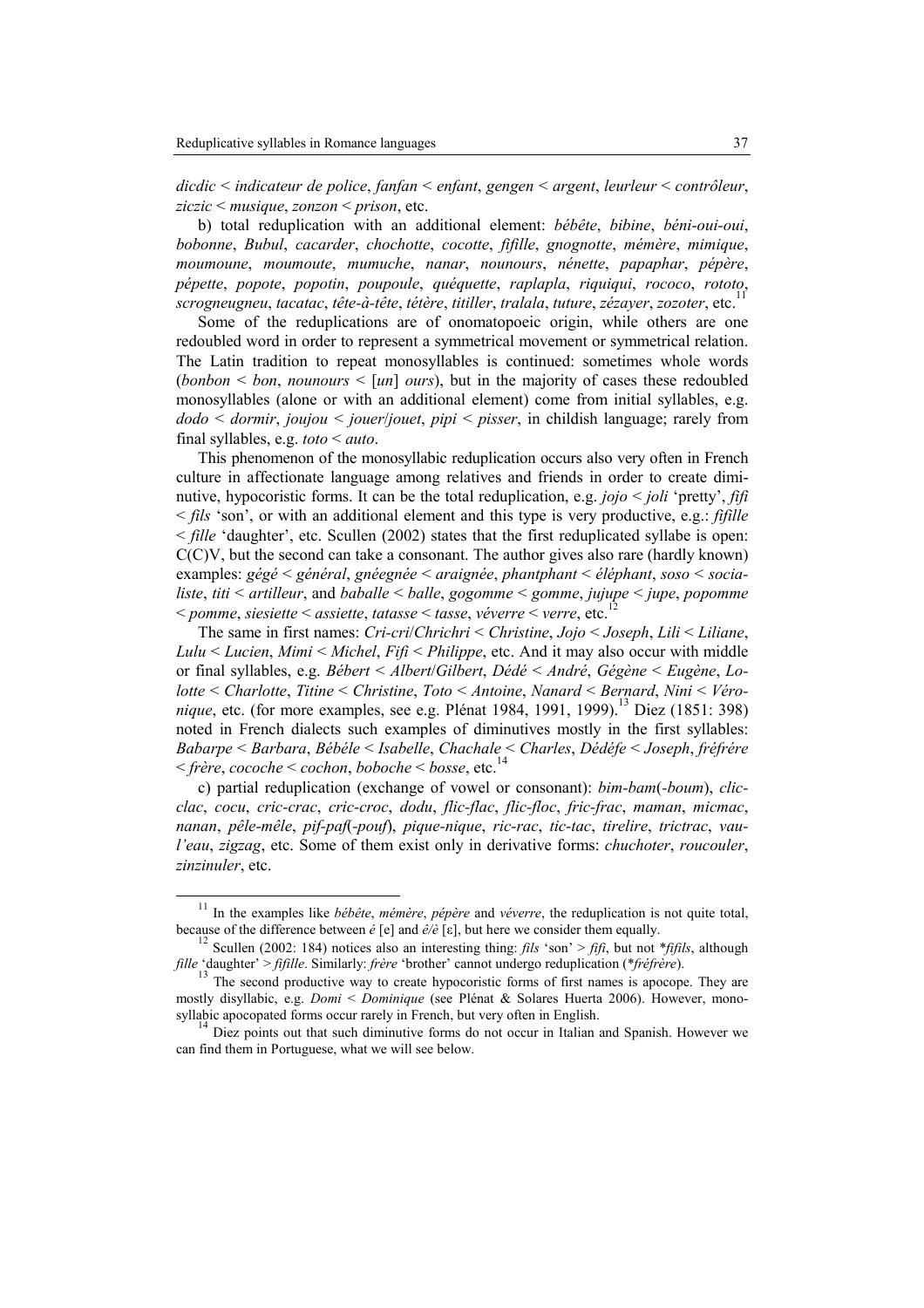*dicdic* < *indicateur de police*, *fanfan* < *enfant*, *gengen* < *argent*, *leurleur* < *contrôleur*, *ziczic* < *musique*, *zonzon* < *prison*, etc.

b) total reduplication with an additional element: *bébête*, *bibine*, *béni-oui-oui*, *bobonne*, *Bubul*, *cacarder*, *chochotte*, *cocotte*, *fifille*, *gnognotte*, *mémère*, *mimique*, *moumoune*, *moumoute*, *mumuche*, *nanar*, *nounours*, *nénette*, *papaphar*, *pépère*, *pépette*, *popote*, *popotin*, *poupoule*, *quéquette*, *raplapla*, *riquiqui*, *rococo*, *rototo*, *scrogneugneu*, *tacatac*, *tête-à-tête*, *tétère*, *titiller*, *tralala*, *tuture*, *zézayer*, *zozoter*, etc.[11]

Some of the reduplications are of onomatopoeic origin, while others are one redoubled word in order to represent a symmetrical movement or symmetrical relation. The Latin tradition to repeat monosyllables is continued: sometimes whole words (*bonbon* < *bon*, *nounours* < [*un*] *ours*), but in the majority of cases these redoubled monosyllables (alone or with an additional element) come from initial syllables, e.g. *dodo* < *dormir*, *joujou* < *jouer*/*jouet*, *pipi* < *pisser*, in childish language; rarely from final syllables, e.g. *toto* < *auto*.

This phenomenon of the monosyllabic reduplication occurs also very often in French culture in affectionate language among relatives and friends in order to create diminutive, hypocoristic forms. It can be the total reduplication, e.g. *jojo* < *joli* 'pretty', *fifi* < *fils* 'son', or with an additional element and this type is very productive, e.g.: *fifille* < *fille* 'daughter', etc. Scullen (2002) states that the first reduplicated syllabe is open: C(C)V, but the second can take a consonant. The author gives also rare (hardly known) examples: *gégé* < *général*, *gnéegnée* < *araignée*, *phantphant* < *éléphant*, *soso* < *socialiste*, *titi* < *artilleur*, and *baballe* < *balle*, *gogomme* < *gomme*, *jujupe* < *jupe*, *popomme* < *pomme*, *siesiette* < *assiette*, *tatasse* < *tasse*, *véverre* < *verre*, etc.[12]

The same in first names: *Cri-cri*/*Chrichri* < *Christine*, *Jojo* < *Joseph*, *Lili* < *Liliane*, *Lulu* < *Lucien*, *Mimi* < *Michel*, *Fifi* < *Philippe*, etc. And it may also occur with middle or final syllables, e.g. *Bébert* < *Albert*/*Gilbert*, *Dédé* < *André*, *Gégène* < *Eugène*, *Lolotte* < *Charlotte*, *Titine* < *Christine*, *Toto* < *Antoine*, *Nanard* < *Bernard*, *Nini* < *Véronique*, etc. (for more examples, see e.g. Plénat 1984, 1991, 1999).[13] Diez (1851: 398) noted in French dialects such examples of diminutives mostly in the first syllables: *Babarpe* < *Barbara*, *Bébéle* < *Isabelle*, *Chachale* < *Charles*, *Dédéfe* < *Joseph*, *fréfrére* < *frère*, *cocoche* < *cochon*, *boboche* < *bosse*, etc.[14]

c) partial reduplication (exchange of vowel or consonant): *bim-bam*(*-boum*), *clic-clac*, *cocu*, *cric-crac*, *cric-croc*, *dodu*, *flic-flac*, *flic-floc*, *fric-frac*, *maman*, *micmac*, *nanan*, *pêle-mêle*, *pif-paf*(*-pouf*), *pique-nique*, *ric-rac*, *tic-tac*, *tirelire*, *trictrac*, *vau-l'eau*, *zigzag*, etc. Some of them exist only in derivative forms: *chuchoter*, *roucouler*, *zinzinuler*, etc.

---

[11] In the examples like *bébête*, *mémère*, *pépère* and *véverre*, the reduplication is not quite total, because of the difference between *é* [e] and *ê*/*è* [ɛ], but here we consider them equally.

[12] Scullen (2002: 184) notices also an interesting thing: *fils* 'son' > *fifi*, but not *\*fifils*, although *fille* 'daughter' > *fifille*. Similarly: *frère* 'brother' cannot undergo reduplication (*\*fréfrère*).

[13] The second productive way to create hypocoristic forms of first names is apocope. They are mostly disyllabic, e.g. *Domi* < *Dominique* (see Plénat & Solares Huerta 2006). However, monosyllabic apocopated forms occur rarely in French, but very often in English.

[14] Diez points out that such diminutive forms do not occur in Italian and Spanish. However we can find them in Portuguese, what we will see below.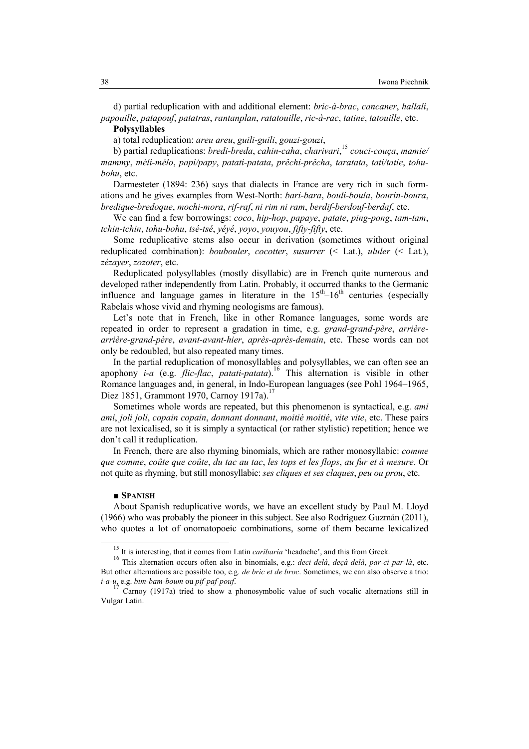d) partial reduplication with and additional element: *bric-à-brac*, *cancaner*, *hallali*, *papouille*, *patapouf*, *patatras*, *rantanplan*, *ratatouille*, *ric-à-rac*, *tatine*, *tatouille*, etc.

**Polysyllables**

a) total reduplication: *areu areu*, *guili-guili*, *gouzi-gouzi*,

b) partial reduplications: *bredi-breda*, *cahin-caha*, *charivari*,[15] *couci-couça*, *mamie/mammy*, *méli-mélo*, *papi/papy*, *patati-patata*, *prêchi-prêcha*, *taratata*, *tati/tatie*, *tohu-bohu*, etc.

Darmesteter (1894: 236) says that dialects in France are very rich in such formations and he gives examples from West-North: *bari-bara*, *bouli-boula*, *bourin-boura*, *bredique-bredoque*, *mochi-mora*, *rif-raf*, *ni rim ni ram*, *berdif-berdouf-berdaf*, etc.

We can find a few borrowings: *coco*, *hip-hop*, *papaye*, *patate*, *ping-pong*, *tam-tam*, *tchin-tchin*, *tohu-bohu*, *tsé-tsé*, *yéyé*, *yoyo*, *youyou*, *fifty-fifty*, etc.

Some reduplicative stems also occur in derivation (sometimes without original reduplicated combination): *boubouler*, *cocotter*, *susurrer* (< Lat.), *ululer* (< Lat.), *zézayer*, *zozoter*, etc.

Reduplicated polysyllables (mostly disyllabic) are in French quite numerous and developed rather independently from Latin. Probably, it occurred thanks to the Germanic influence and language games in literature in the 15th–16th centuries (especially Rabelais whose vivid and rhyming neologisms are famous).

Let's note that in French, like in other Romance languages, some words are repeated in order to represent a gradation in time, e.g. *grand-grand-père*, *arrière-arrière-grand-père*, *avant-avant-hier*, *après-après-demain*, etc. These words can not only be redoubled, but also repeated many times.

In the partial reduplication of monosyllables and polysyllables, we can often see an apophony *i-a* (e.g. *flic-flac*, *patati-patata*).[16] This alternation is visible in other Romance languages and, in general, in Indo-European languages (see Pohl 1964–1965, Diez 1851, Grammont 1970, Carnoy 1917a).[17]

Sometimes whole words are repeated, but this phenomenon is syntactical, e.g. *ami ami*, *joli joli*, *copain copain*, *donnant donnant*, *moitié moitié*, *vite vite*, etc. These pairs are not lexicalised, so it is simply a syntactical (or rather stylistic) repetition; hence we don't call it reduplication.

In French, there are also rhyming binomials, which are rather monosyllabic: *comme que comme*, *coûte que coûte*, *du tac au tac*, *les tops et les flops*, *au fur et à mesure*. Or not quite as rhyming, but still monosyllabic: *ses cliques et ses claques*, *peu ou prou*, etc.

### ■ SPANISH

About Spanish reduplicative words, we have an excellent study by Paul M. Lloyd (1966) who was probably the pioneer in this subject. See also Rodríguez Guzmán (2011), who quotes a lot of onomatopoeic combinations, some of them became lexicalized

---

[15] It is interesting, that it comes from Latin *caribaria* 'headache', and this from Greek.

[16] This alternation occurs often also in binomials, e.g.: *deci delà*, *deçà delà*, *par-ci par-là*, etc. But other alternations are possible too, e.g. *de bric et de broc*. Sometimes, we can also observe a trio: *i-a-u*, e.g. *bim-bam-boum* ou *pif-paf-pouf*.

[17] Carnoy (1917a) tried to show a phonosymbolic value of such vocalic alternations still in Vulgar Latin.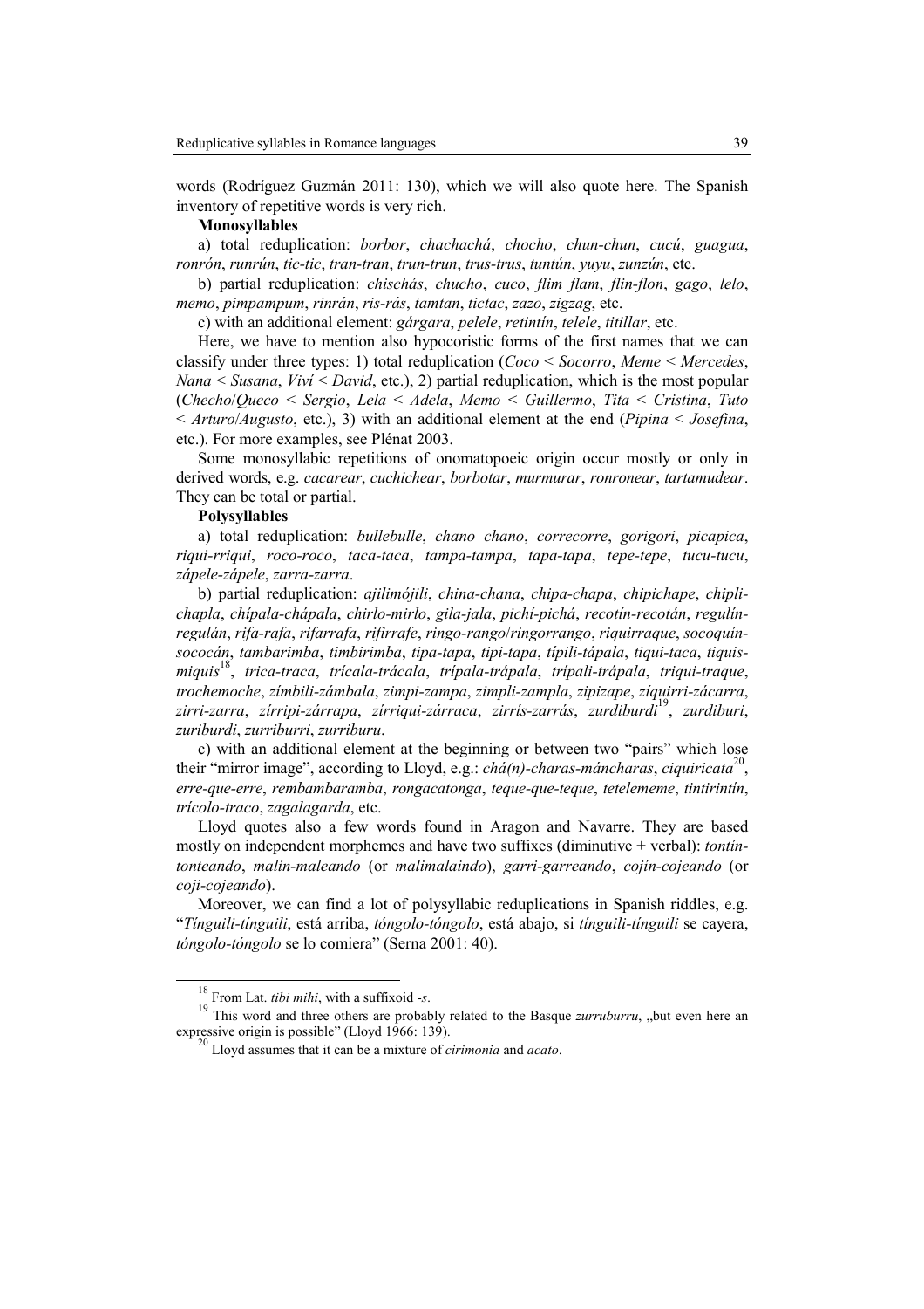words (Rodríguez Guzmán 2011: 130), which we will also quote here. The Spanish inventory of repetitive words is very rich.

**Monosyllables**

a) total reduplication: *borbor*, *chachachá*, *chocho*, *chun-chun*, *cucú*, *guagua*, *ronrón*, *runrún*, *tic-tic*, *tran-tran*, *trun-trun*, *trus-trus*, *tuntún*, *yuyu*, *zunzún*, etc.

b) partial reduplication: *chischás*, *chucho*, *cuco*, *flim flam*, *flin-flon*, *gago*, *lelo*, *memo*, *pimpampum*, *rinrán*, *ris-rás*, *tamtan*, *tictac*, *zazo*, *zigzag*, etc.

c) with an additional element: *gárgara*, *pelele*, *retintín*, *telele*, *titillar*, etc.

Here, we have to mention also hypocoristic forms of the first names that we can classify under three types: 1) total reduplication (*Coco* < *Socorro*, *Meme* < *Mercedes*, *Nana* < *Susana*, *Viví* < *David*, etc.), 2) partial reduplication, which is the most popular (*Checho*/*Queco* < *Sergio*, *Lela* < *Adela*, *Memo* < *Guillermo*, *Tita* < *Cristina*, *Tuto* < *Arturo*/*Augusto*, etc.), 3) with an additional element at the end (*Pipina* < *Josefina*, etc.). For more examples, see Plénat 2003.

Some monosyllabic repetitions of onomatopoeic origin occur mostly or only in derived words, e.g. *cacarear*, *cuchichear*, *borbotar*, *murmurar*, *ronronear*, *tartamudear*. They can be total or partial.

**Polysyllables**

a) total reduplication: *bullebulle*, *chano chano*, *correcorre*, *gorigori*, *picapica*, *riqui-rriqui*, *roco-roco*, *taca-taca*, *tampa-tampa*, *tapa-tapa*, *tepe-tepe*, *tucu-tucu*, *zápele-zápele*, *zarra-zarra*.

b) partial reduplication: *ajilimójili*, *china-chana*, *chipa-chapa*, *chipichape*, *chipli-chapla*, *chípala-chápala*, *chirlo-mirlo*, *gila-jala*, *pichí-pichá*, *recotín-recotán*, *regulín-regulán*, *rifa-rafa*, *rifarrafa*, *rifirrafe*, *ringo-rango*/*ringorrango*, *riquirraque*, *socoquín-socacán*, *tambarimba*, *timbirimba*, *tipa-tapa*, *tipi-tapa*, *típili-tápala*, *tiqui-taca*, *tiquis-miquis*[18], *trica-traca*, *trícala-trácala*, *trípala-trápala*, *trípali-trápala*, *triqui-traque*, *trochemoche*, *zímbili-zámbala*, *zimpi-zampa*, *zimpli-zampla*, *zipizape*, *zíquirri-zácarra*, *zirri-zarra*, *zírripi-zárrapa*, *zírriqui-zárraca*, *zirrís-zarrás*, *zurdiburdi*[19], *zurdiburi*, *zuriburdi*, *zurriburri*, *zurriburu*.

c) with an additional element at the beginning or between two "pairs" which lose their "mirror image", according to Lloyd, e.g.: *chá(n)-charas-máncharas*, *ciquiricata*[20], *erre-que-erre*, *rembambaramba*, *rongacatonga*, *teque-que-teque*, *tetelememe*, *tintirintín*, *trícolo-traco*, *zagalagarda*, etc.

Lloyd quotes also a few words found in Aragon and Navarre. They are based mostly on independent morphemes and have two suffixes (diminutive + verbal): *tontín-tonteando*, *malín-maleando* (or *malimalaindo*), *garri-garreando*, *cojín-cojeando* (or *coji-cojeando*).

Moreover, we can find a lot of polysyllabic reduplications in Spanish riddles, e.g. "*Tínguili-tínguili*, está arriba, *tóngolo-tóngolo*, está abajo, si *tínguili-tínguili* se cayera, *tóngolo-tóngolo* se lo comiera" (Serna 2001: 40).

---

[18] From Lat. *tibi mihi*, with a suffixoid *-s*.

[19] This word and three others are probably related to the Basque *zurruburru*, „but even here an expressive origin is possible" (Lloyd 1966: 139).

[20] Lloyd assumes that it can be a mixture of *cirimonia* and *acato*.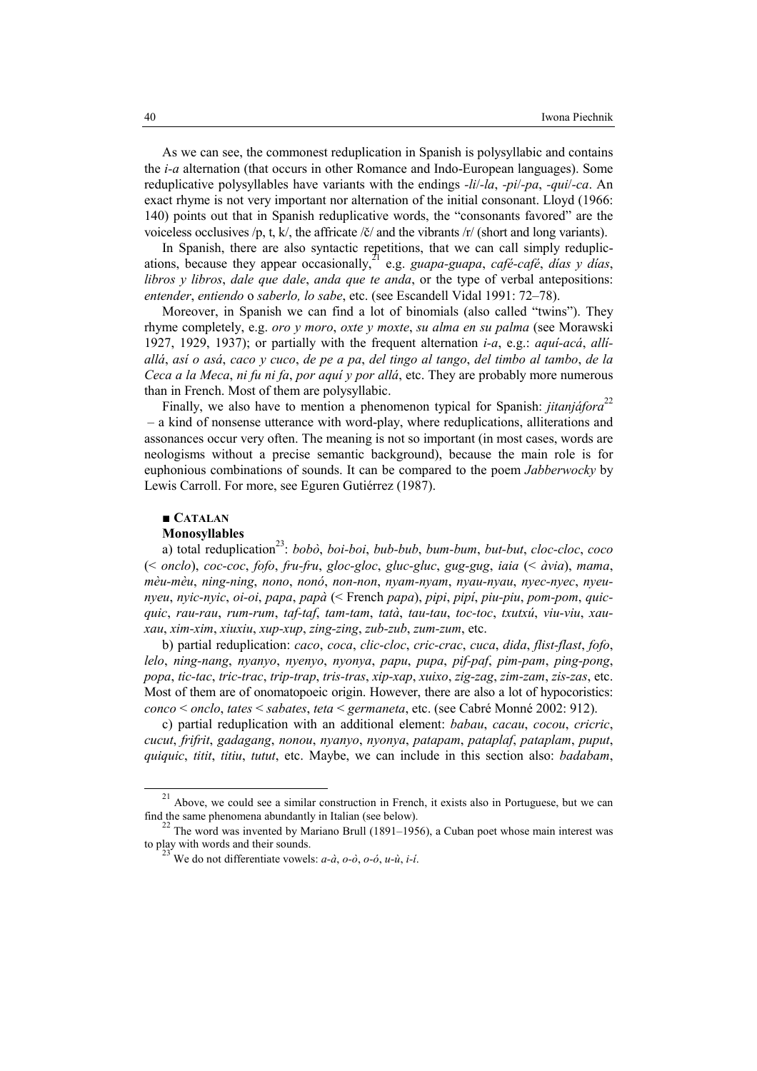As we can see, the commonest reduplication in Spanish is polysyllabic and contains the *i-a* alternation (that occurs in other Romance and Indo-European languages). Some reduplicative polysyllables have variants with the endings *-li*/*-la*, *-pi*/*-pa*, *-qui*/*-ca*. An exact rhyme is not very important nor alternation of the initial consonant. Lloyd (1966: 140) points out that in Spanish reduplicative words, the "consonants favored" are the voiceless occlusives /p, t, k/, the affricate /č/ and the vibrants /r/ (short and long variants).

In Spanish, there are also syntactic repetitions, that we can call simply reduplications, because they appear occasionally,[21] e.g. *guapa-guapa*, *café-café*, *días y días*, *libros y libros*, *dale que dale*, *anda que te anda*, or the type of verbal antepositions: *entender*, *entiendo* o *saberlo, lo sabe*, etc. (see Escandell Vidal 1991: 72–78).

Moreover, in Spanish we can find a lot of binomials (also called "twins"). They rhyme completely, e.g. *oro y moro*, *oxte y moxte*, *su alma en su palma* (see Morawski 1927, 1929, 1937); or partially with the frequent alternation *i-a*, e.g.: *aquí-acá*, *allí-allá*, *así o asá*, *caco y cuco*, *de pe a pa*, *del tingo al tango*, *del timbo al tambo*, *de la Ceca a la Meca*, *ni fu ni fa*, *por aquí y por allá*, etc. They are probably more numerous than in French. Most of them are polysyllabic.

Finally, we also have to mention a phenomenon typical for Spanish: *jitanjáfora*[22] – a kind of nonsense utterance with word-play, where reduplications, alliterations and assonances occur very often. The meaning is not so important (in most cases, words are neologisms without a precise semantic background), because the main role is for euphonious combinations of sounds. It can be compared to the poem *Jabberwocky* by Lewis Carroll. For more, see Eguren Gutiérrez (1987).

## ■ Catalan

### Monosyllables

a) total reduplication[23]: *bobò*, *boi-boi*, *bub-bub*, *bum-bum*, *but-but*, *cloc-cloc*, *coco* (< *onclo*), *coc-coc*, *fofo*, *fru-fru*, *gloc-gloc*, *gluc-gluc*, *gug-gug*, *iaia* (< *àvia*), *mama*, *mèu-mèu*, *ning-ning*, *nono*, *nonó*, *non-non*, *nyam-nyam*, *nyau-nyau*, *nyec-nyec*, *nyeu-nyeu*, *nyic-nyic*, *oi-oi*, *papa*, *papà* (< French *papa*), *pipi*, *pipí*, *piu-piu*, *pom-pom*, *quic-quic*, *rau-rau*, *rum-rum*, *taf-taf*, *tam-tam*, *tatà*, *tau-tau*, *toc-toc*, *txutxú*, *viu-viu*, *xau-xau*, *xim-xim*, *xiuxiu*, *xup-xup*, *zing-zing*, *zub-zub*, *zum-zum*, etc.

b) partial reduplication: *caco*, *coca*, *clic-cloc*, *cric-crac*, *cuca*, *dida*, *flist-flast*, *fofo*, *lelo*, *ning-nang*, *nyanyo*, *nyenyo*, *nyonya*, *papu*, *pupa*, *pif-paf*, *pim-pam*, *ping-pong*, *popa*, *tic-tac*, *tric-trac*, *trip-trap*, *tris-tras*, *xip-xap*, *xuixo*, *zig-zag*, *zim-zam*, *zis-zas*, etc. Most of them are of onomatopoeic origin. However, there are also a lot of hypocoristics: *conco* < *onclo*, *tates* < *sabates*, *teta* < *germaneta*, etc. (see Cabré Monné 2002: 912).

c) partial reduplication with an additional element: *babau*, *cacau*, *cocou*, *cricric*, *cucut*, *frifrit*, *gadagang*, *nonou*, *nyanyo*, *nyonya*, *patapam*, *pataplaf*, *pataplam*, *puput*, *quiquic*, *titit*, *titiu*, *tutut*, etc. Maybe, we can include in this section also: *badabam*,

---

[21] Above, we could see a similar construction in French, it exists also in Portuguese, but we can find the same phenomena abundantly in Italian (see below).

[22] The word was invented by Mariano Brull (1891–1956), a Cuban poet whose main interest was to play with words and their sounds.

[23] We do not differentiate vowels: *a-à*, *o-ò*, *o-ó*, *u-ù*, *i-í*.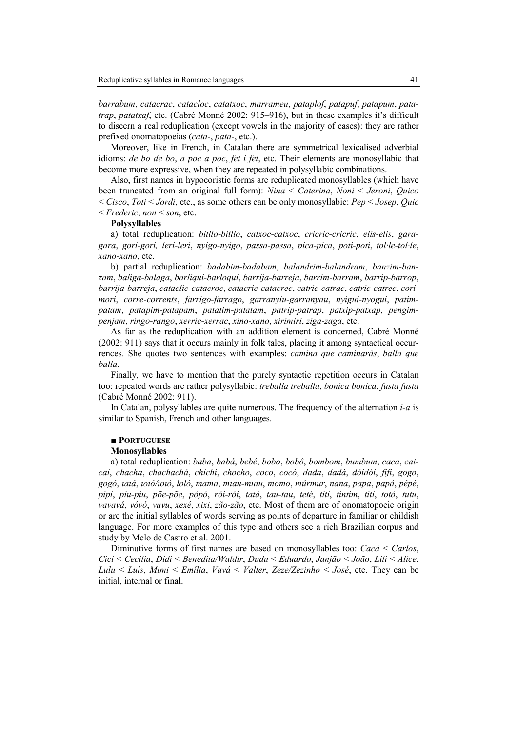*barrabum*, *catacrac*, *catacloc*, *catatxoc*, *marrameu*, *pataplof*, *patapuf*, *patapum*, *patatrap*, *patatxaf*, etc. (Cabré Monné 2002: 915–916), but in these examples it's difficult to discern a real reduplication (except vowels in the majority of cases): they are rather prefixed onomatopoeias (*cata-*, *pata-*, etc.).

Moreover, like in French, in Catalan there are symmetrical lexicalised adverbial idioms: *de bo de bo*, *a poc a poc*, *fet i fet*, etc. Their elements are monosyllabic that become more expressive, when they are repeated in polysyllabic combinations.

Also, first names in hypocoristic forms are reduplicated monosyllables (which have been truncated from an original full form): *Nina* < *Caterina*, *Noni* < *Jeroni*, *Quico* < *Cisco*, *Toti* < *Jordi*, etc., as some others can be only monosyllabic: *Pep* < *Josep*, *Quic* < *Frederic*, *non* < *son*, etc.

**Polysyllables**

a) total reduplication: *bitllo-bitllo*, *catxoc-catxoc*, *cricric-cricric*, *elis-elis*, *garagara*, *gori-gori, leri-leri*, *nyigo-nyigo*, *passa-passa*, *pica-pica*, *poti-poti*, *tol·le-tol·le*, *xano-xano*, etc.

b) partial reduplication: *badabim-badabam*, *balandrim-balandram*, *banzim-banzam*, *baliga-balaga*, *barliqui-barloqui*, *barrija-barreja*, *barrim-barram*, *barrip-barrop*, *barrija-barreja*, *cataclic-catacroc*, *catacric-catacrec*, *catric-catrac*, *catric-catrec*, *corimori*, *corre-corrents*, *farrigo-farrago*, *garranyiu-garranyau*, *nyigui-nyogui*, *patimpatam*, *patapim-patapam*, *patatim-patatam*, *patrip-patrap*, *patxip-patxap*, *pengimpenjam*, *ringo-rango*, *xerric-xerrac*, *xino-xano*, *xirimiri*, *ziga-zaga*, etc.

As far as the reduplication with an addition element is concerned, Cabré Monné (2002: 911) says that it occurs mainly in folk tales, placing it among syntactical occurrences. She quotes two sentences with examples: *camina que caminaràs*, *balla que balla*.

Finally, we have to mention that the purely syntactic repetition occurs in Catalan too: repeated words are rather polysyllabic: *treballa treballa*, *bonica bonica*, *fusta fusta* (Cabré Monné 2002: 911).

In Catalan, polysyllables are quite numerous. The frequency of the alternation *i-a* is similar to Spanish, French and other languages.

## ■ Portuguese

**Monosyllables**

a) total reduplication: *baba*, *babá*, *bebé*, *bobo*, *bobô*, *bombom*, *bumbum*, *caca*, *caicai*, *chacha*, *chachachá*, *chichi*, *chocho*, *coco*, *cocó*, *dada*, *dadá*, *dóidói*, *fifi*, *gogo*, *gogó*, *iaiá*, *ioió/ioiô*, *loló*, *mama*, *miau-miau*, *momo*, *múrmur*, *nana*, *papa*, *papá*, *pépé*, *pipi*, *piu-piu*, *põe-põe*, *pópó*, *rói-rói*, *tatá*, *tau-tau*, *teté*, *titi*, *tintim*, *titi*, *totó*, *tutu*, *vavavá*, *vóvó*, *vuvu*, *xexé*, *xixi*, *zão-zão*, etc. Most of them are of onomatopoeic origin or are the initial syllables of words serving as points of departure in familiar or childish language. For more examples of this type and others see a rich Brazilian corpus and study by Melo de Castro et al. 2001.

Diminutive forms of first names are based on monosyllables too: *Cacá* < *Carlos*, *Cici* < *Cecília*, *Didi* < *Benedita/Waldir*, *Dudu* < *Eduardo*, *Janjão* < *João*, *Lili* < *Alice*, *Lulu* < *Luís*, *Mimi* < *Emília*, *Vavá* < *Valter*, *Zeze/Zezinho* < *José*, etc. They can be initial, internal or final.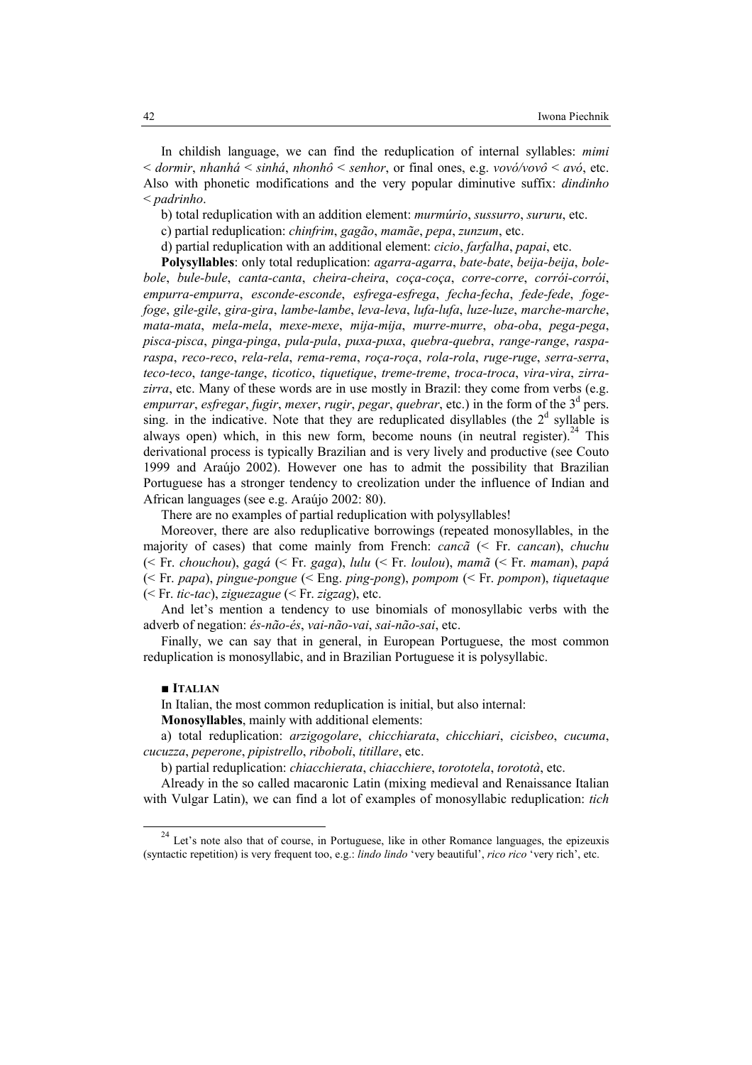In childish language, we can find the reduplication of internal syllables: *mimi* < *dormir*, *nhanhá* < *sinhá*, *nhonhô* < *senhor*, or final ones, e.g. *vovó/vovô* < *avó*, etc. Also with phonetic modifications and the very popular diminutive suffix: *dindinho* < *padrinho*.

b) total reduplication with an addition element: *murmúrio*, *sussurro*, *sururu*, etc.

c) partial reduplication: *chinfrim*, *gagão*, *mamãe*, *pepa*, *zunzum*, etc.

d) partial reduplication with an additional element: *cicio*, *farfalha*, *papai*, etc.

**Polysyllables**: only total reduplication: *agarra-agarra*, *bate-bate*, *beija-beija*, *bole-bole*, *bule-bule*, *canta-canta*, *cheira-cheira*, *coça-coça*, *corre-corre*, *corrói-corrói*, *empurra-empurra*, *esconde-esconde*, *esfrega-esfrega*, *fecha-fecha*, *fede-fede*, *foge-foge*, *gile-gile*, *gira-gira*, *lambe-lambe*, *leva-leva*, *lufa-lufa*, *luze-luze*, *marche-marche*, *mata-mata*, *mela-mela*, *mexe-mexe*, *mija-mija*, *murre-murre*, *oba-oba*, *pega-pega*, *pisca-pisca*, *pinga-pinga*, *pula-pula*, *puxa-puxa*, *quebra-quebra*, *range-range*, *raspa-raspa*, *reco-reco*, *rela-rela*, *rema-rema*, *roça-roça*, *rola-rola*, *ruge-ruge*, *serra-serra*, *teco-teco*, *tange-tange*, *ticotico*, *tiquetique*, *treme-treme*, *troca-troca*, *vira-vira*, *zirra-zirra*, etc. Many of these words are in use mostly in Brazil: they come from verbs (e.g. *empurrar*, *esfregar*, *fugir*, *mexer*, *rugir*, *pegar*, *quebrar*, etc.) in the form of the 3[d] pers. sing. in the indicative. Note that they are reduplicated disyllables (the 2[d] syllable is always open) which, in this new form, become nouns (in neutral register).[24] This derivational process is typically Brazilian and is very lively and productive (see Couto 1999 and Araújo 2002). However one has to admit the possibility that Brazilian Portuguese has a stronger tendency to creolization under the influence of Indian and African languages (see e.g. Araújo 2002: 80).

There are no examples of partial reduplication with polysyllables!

Moreover, there are also reduplicative borrowings (repeated monosyllables, in the majority of cases) that come mainly from French: *cancã* (< Fr. *cancan*), *chuchu* (< Fr. *chouchou*), *gagá* (< Fr. *gaga*), *lulu* (< Fr. *loulou*), *mamã* (< Fr. *maman*), *papá* (< Fr. *papa*), *pingue-pongue* (< Eng. *ping-pong*), *pompom* (< Fr. *pompon*), *tiquetaque* (< Fr. *tic-tac*), *ziguezague* (< Fr. *zigzag*), etc.

And let's mention a tendency to use binomials of monosyllabic verbs with the adverb of negation: *és-não-és*, *vai-não-vai*, *sai-não-sai*, etc.

Finally, we can say that in general, in European Portuguese, the most common reduplication is monosyllabic, and in Brazilian Portuguese it is polysyllabic.

## ■ Italian

In Italian, the most common reduplication is initial, but also internal:

**Monosyllables**, mainly with additional elements:

a) total reduplication: *arzigogolare*, *chicchiarata*, *chicchiari*, *cicisbeo*, *cucuma*, *cucuzza*, *peperone*, *pipistrello*, *riboboli*, *titillare*, etc.

b) partial reduplication: *chiacchierata*, *chiacchiere*, *torototela*, *torototà*, etc.

Already in the so called macaronic Latin (mixing medieval and Renaissance Italian with Vulgar Latin), we can find a lot of examples of monosyllabic reduplication: *tich*

---

[24] Let's note also that of course, in Portuguese, like in other Romance languages, the epizeuxis (syntactic repetition) is very frequent too, e.g.: *lindo lindo* 'very beautiful', *rico rico* 'very rich', etc.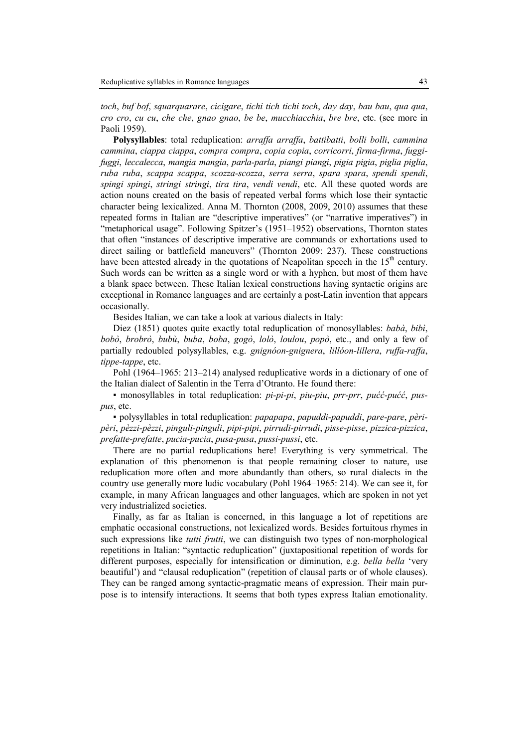*toch*, *buf bof*, *squarquarare*, *cicigare*, *tichi tich tichi toch*, *day day*, *bau bau*, *qua qua*, *cro cro*, *cu cu*, *che che*, *gnao gnao*, *be be*, *mucchiacchia*, *bre bre*, etc. (see more in Paoli 1959).

**Polysyllables**: total reduplication: *arraffa arraffa*, *battibatti*, *bolli bolli*, *cammina cammina*, *ciappa ciappa*, *compra compra*, *copia copia*, *corricorri*, *firma-firma*, *fuggi-fuggi*, *leccalecca*, *mangia mangia*, *parla-parla*, *piangi piangi*, *pigia pigia*, *piglia piglia*, *ruba ruba*, *scappa scappa*, *scozza-scozza*, *serra serra*, *spara spara*, *spendi spendi*, *spingi spingi*, *stringi stringi*, *tira tira*, *vendi vendi*, etc. All these quoted words are action nouns created on the basis of repeated verbal forms which lose their syntactic character being lexicalized. Anna M. Thornton (2008, 2009, 2010) assumes that these repeated forms in Italian are "descriptive imperatives" (or "narrative imperatives") in "metaphorical usage". Following Spitzer's (1951–1952) observations, Thornton states that often "instances of descriptive imperative are commands or exhortations used to direct sailing or battlefield maneuvers" (Thornton 2009: 237). These constructions have been attested already in the quotations of Neapolitan speech in the 15th century. Such words can be written as a single word or with a hyphen, but most of them have a blank space between. These Italian lexical constructions having syntactic origins are exceptional in Romance languages and are certainly a post-Latin invention that appears occasionally.

Besides Italian, we can take a look at various dialects in Italy:

Diez (1851) quotes quite exactly total reduplication of monosyllables: *babà*, *bibì*, *bobò*, *brobrò*, *bubù*, *buba*, *boba*, *gogò*, *lolò*, *loulou*, *popò*, etc., and only a few of partially redoubled polysyllables, e.g. *gnignóon-gnignera*, *lillóon-lillera*, *ruffa-raffa*, *tippe-tappe*, etc.

Pohl (1964–1965: 213–214) analysed reduplicative words in a dictionary of one of the Italian dialect of Salentin in the Terra d'Otranto. He found there:

▪ monosyllables in total reduplication: *pi-pi-pi*, *piu-piu*, *prr-prr*, *pućć-pućć*, *pus-pus*, etc.

▪ polysyllables in total reduplication: *papapapa*, *papuddi-papuddi*, *pare-pare*, *pèri-pèri*, *pèzzi-pèzzi*, *pinguli-pinguli*, *pipi-pipi*, *pirrudi-pirrudi*, *pisse-pisse*, *pizzica-pizzica*, *prefatte-prefatte*, *pucia-pucia*, *pusa-pusa*, *pussi-pussi*, etc.

There are no partial reduplications here! Everything is very symmetrical. The explanation of this phenomenon is that people remaining closer to nature, use reduplication more often and more abundantly than others, so rural dialects in the country use generally more ludic vocabulary (Pohl 1964–1965: 214). We can see it, for example, in many African languages and other languages, which are spoken in not yet very industrialized societies.

Finally, as far as Italian is concerned, in this language a lot of repetitions are emphatic occasional constructions, not lexicalized words. Besides fortuitous rhymes in such expressions like *tutti frutti*, we can distinguish two types of non-morphological repetitions in Italian: "syntactic reduplication" (juxtapositional repetition of words for different purposes, especially for intensification or diminution, e.g. *bella bella* 'very beautiful') and "clausal reduplication" (repetition of clausal parts or of whole clauses). They can be ranged among syntactic-pragmatic means of expression. Their main purpose is to intensify interactions. It seems that both types express Italian emotionality.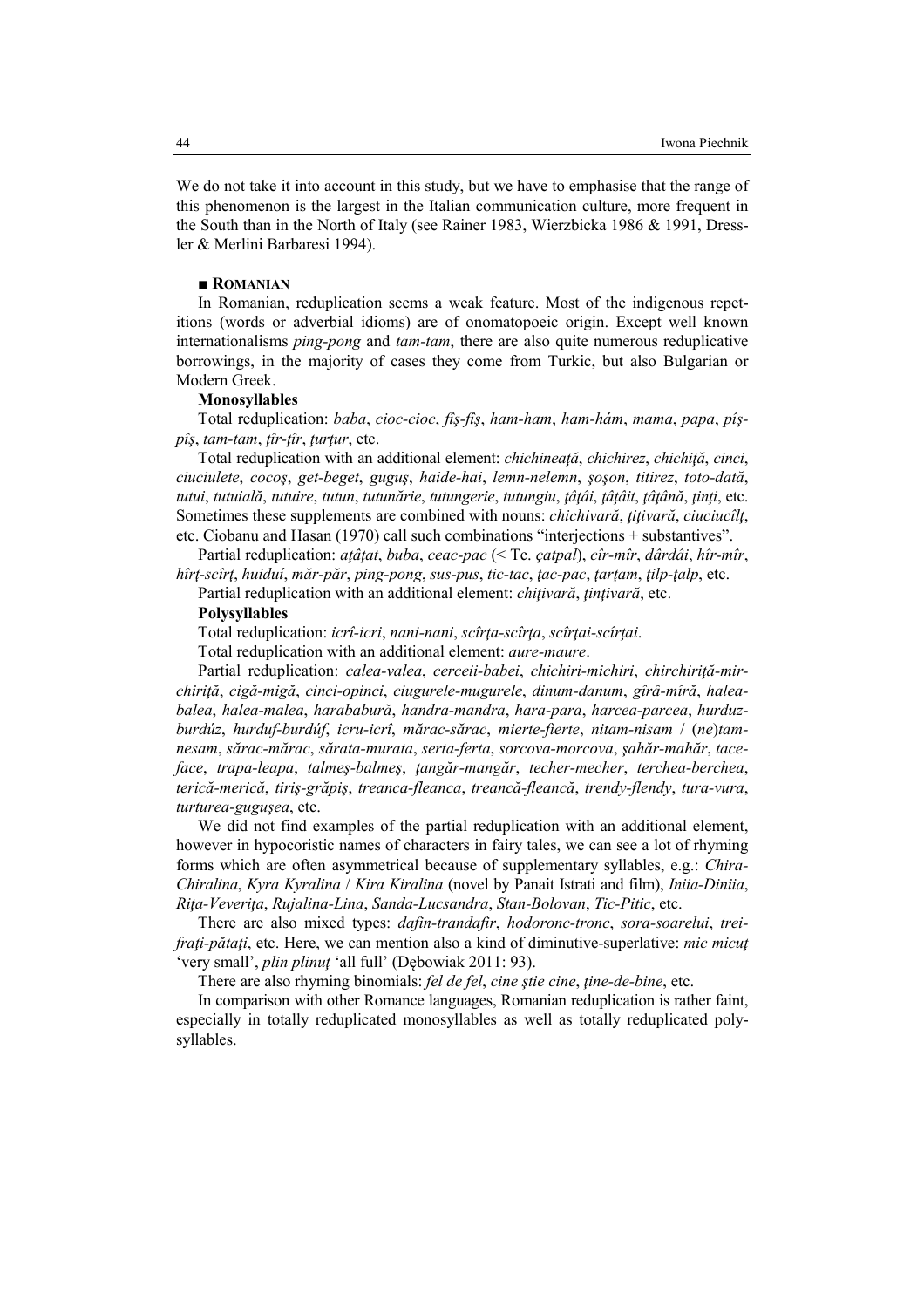We do not take it into account in this study, but we have to emphasise that the range of this phenomenon is the largest in the Italian communication culture, more frequent in the South than in the North of Italy (see Rainer 1983, Wierzbicka 1986 & 1991, Dressler & Merlini Barbaresi 1994).

### ■ ROMANIAN

In Romanian, reduplication seems a weak feature. Most of the indigenous repetitions (words or adverbial idioms) are of onomatopoeic origin. Except well known internationalisms *ping-pong* and *tam-tam*, there are also quite numerous reduplicative borrowings, in the majority of cases they come from Turkic, but also Bulgarian or Modern Greek.

**Monosyllables**

Total reduplication: *baba*, *cioc-cioc*, *fîş-fîş*, *ham-ham*, *ham-hám*, *mama*, *papa*, *pîş-pîş*, *tam-tam*, *ţîr-ţîr*, *ţurţur*, etc.

Total reduplication with an additional element: *chichineaţă*, *chichirez*, *chichiţă*, *cinci*, *ciuciulete*, *cocoş*, *get-beget*, *guguş*, *haide-hai*, *lemn-nelemn*, *şoşon*, *titirez*, *toto-dată*, *tutui*, *tutuială*, *tutuire*, *tutun*, *tutunărie*, *tutungerie*, *tutungiu*, *ţâţâi*, *ţâţâit*, *ţâţână*, *ţinţi*, etc. Sometimes these supplements are combined with nouns: *chichivară*, *ţiţivară*, *ciuciucîlţ*, etc. Ciobanu and Hasan (1970) call such combinations "interjections + substantives".

Partial reduplication: *aţâţat*, *buba*, *ceac-pac* (< Tc. *çatpal*), *cîr-mîr*, *dârdâi*, *hîr-mîr*, *hîrţ-scîrţ*, *huiduí*, *măr-păr*, *ping-pong*, *sus-pus*, *tic-tac*, *ţac-pac*, *ţarţam*, *ţilp-ţalp*, etc.

Partial reduplication with an additional element: *chiţivară*, *ţinţivară*, etc.

**Polysyllables**

Total reduplication: *icrî-icri*, *nani-nani*, *scîrţa-scîrţa*, *scîrţai-scîrţai*.

Total reduplication with an additional element: *aure-maure*.

Partial reduplication: *calea-valea*, *cerceii-babei*, *chichiri-michiri*, *chirchiriţă-mirchiriţă*, *cigă-migă*, *cinci-opinci*, *ciugurele-mugurele*, *dinum-danum*, *gîrâ-mîră*, *halea-balea*, *halea-malea*, *harababură*, *handra-mandra*, *hara-para*, *harcea-parcea*, *hurduz-burdúz*, *hurduf-burdúf*, *icru-icrî*, *mărac-sărac*, *mierte-fierte*, *nitam-nisam* / (*ne*)*tam-nesam*, *sărac-mărac*, *sărata-murata*, *serta-ferta*, *sorcova-morcova*, *şahăr-mahăr*, *tace-face*, *trapa-leapa*, *talmeş-balmeş*, *ţangăr-mangăr*, *techer-mecher*, *terchea-berchea*, *terică-merică*, *tiriş-grăpiş*, *treanca-fleanca*, *treancă-fleancă*, *trendy-flendy*, *tura-vura*, *turturea-guguşea*, etc.

We did not find examples of the partial reduplication with an additional element, however in hypocoristic names of characters in fairy tales, we can see a lot of rhyming forms which are often asymmetrical because of supplementary syllables, e.g.: *Chira-Chiralina*, *Kyra Kyralina* / *Kira Kiralina* (novel by Panait Istrati and film), *Iniia-Diniia*, *Riţa-Veveriţa*, *Rujalina-Lina*, *Sanda-Lucsandra*, *Stan-Bolovan*, *Tic-Pitic*, etc.

There are also mixed types: *dafin-trandafir*, *hodoronc-tronc*, *sora-soarelui*, *trei-fraţi-pătaţi*, etc. Here, we can mention also a kind of diminutive-superlative: *mic micuţ* 'very small', *plin plinuţ* 'all full' (Dębowiak 2011: 93).

There are also rhyming binomials: *fel de fel*, *cine ştie cine*, *ţine-de-bine*, etc.

In comparison with other Romance languages, Romanian reduplication is rather faint, especially in totally reduplicated monosyllables as well as totally reduplicated polysyllables.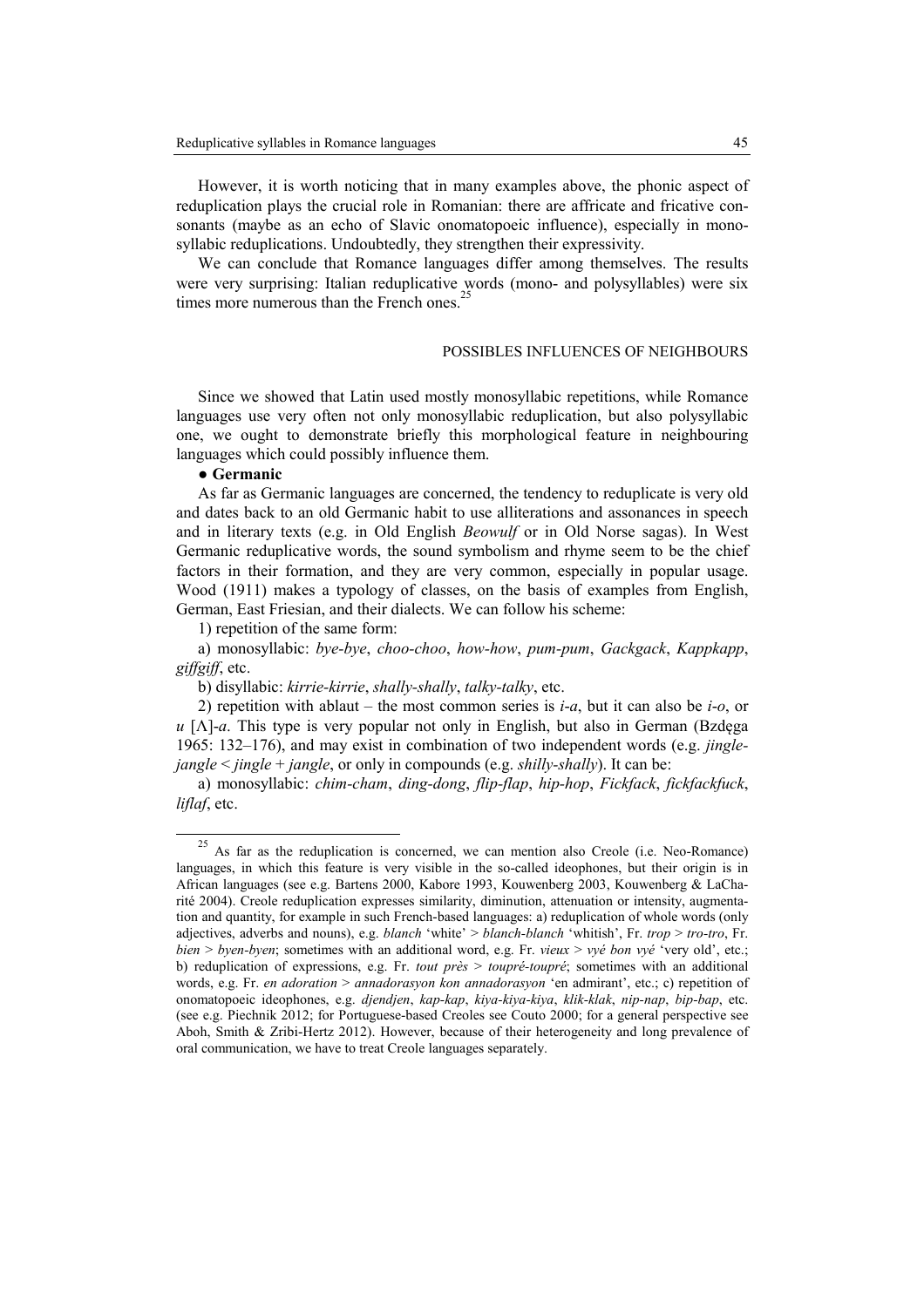However, it is worth noticing that in many examples above, the phonic aspect of reduplication plays the crucial role in Romanian: there are affricate and fricative consonants (maybe as an echo of Slavic onomatopoeic influence), especially in monosyllabic reduplications. Undoubtedly, they strengthen their expressivity.

We can conclude that Romance languages differ among themselves. The results were very surprising: Italian reduplicative words (mono- and polysyllables) were six times more numerous than the French ones.[25]

## POSSIBLES INFLUENCES OF NEIGHBOURS

Since we showed that Latin used mostly monosyllabic repetitions, while Romance languages use very often not only monosyllabic reduplication, but also polysyllabic one, we ought to demonstrate briefly this morphological feature in neighbouring languages which could possibly influence them.

● **Germanic**

As far as Germanic languages are concerned, the tendency to reduplicate is very old and dates back to an old Germanic habit to use alliterations and assonances in speech and in literary texts (e.g. in Old English *Beowulf* or in Old Norse sagas). In West Germanic reduplicative words, the sound symbolism and rhyme seem to be the chief factors in their formation, and they are very common, especially in popular usage. Wood (1911) makes a typology of classes, on the basis of examples from English, German, East Friesian, and their dialects. We can follow his scheme:

1) repetition of the same form:

a) monosyllabic: *bye-bye*, *choo-choo*, *how-how*, *pum-pum*, *Gackgack*, *Kappkapp*, *giffgiff*, etc.

b) disyllabic: *kirrie-kirrie*, *shally-shally*, *talky-talky*, etc.

2) repetition with ablaut – the most common series is *i-a*, but it can also be *i-o*, or *u* [ʌ]-*a*. This type is very popular not only in English, but also in German (Bzdęga 1965: 132–176), and may exist in combination of two independent words (e.g. *jingle-jangle* < *jingle* + *jangle*, or only in compounds (e.g. *shilly-shally*). It can be:

a) monosyllabic: *chim-cham*, *ding-dong*, *flip-flap*, *hip-hop*, *Fickfack*, *fickfackfuck*, *liflaf*, etc.

---

[25] As far as the reduplication is concerned, we can mention also Creole (i.e. Neo-Romance) languages, in which this feature is very visible in the so-called ideophones, but their origin is in African languages (see e.g. Bartens 2000, Kabore 1993, Kouwenberg 2003, Kouwenberg & LaCharité 2004). Creole reduplication expresses similarity, diminution, attenuation or intensity, augmentation and quantity, for example in such French-based languages: a) reduplication of whole words (only adjectives, adverbs and nouns), e.g. *blanch* 'white' > *blanch-blanch* 'whitish', Fr. *trop* > *tro-tro*, Fr. *bien* > *byen-byen*; sometimes with an additional word, e.g. Fr. *vieux* > *vyé bon vyé* 'very old', etc.; b) reduplication of expressions, e.g. Fr. *tout près* > *toupré-toupré*; sometimes with an additional words, e.g. Fr. *en adoration* > *annadorasyon kon annadorasyon* 'en admirant', etc.; c) repetition of onomatopoeic ideophones, e.g. *djendjen*, *kap-kap*, *kiya-kiya-kiya*, *klik-klak*, *nip-nap*, *bip-bap*, etc. (see e.g. Piechnik 2012; for Portuguese-based Creoles see Couto 2000; for a general perspective see Aboh, Smith & Zribi-Hertz 2012). However, because of their heterogeneity and long prevalence of oral communication, we have to treat Creole languages separately.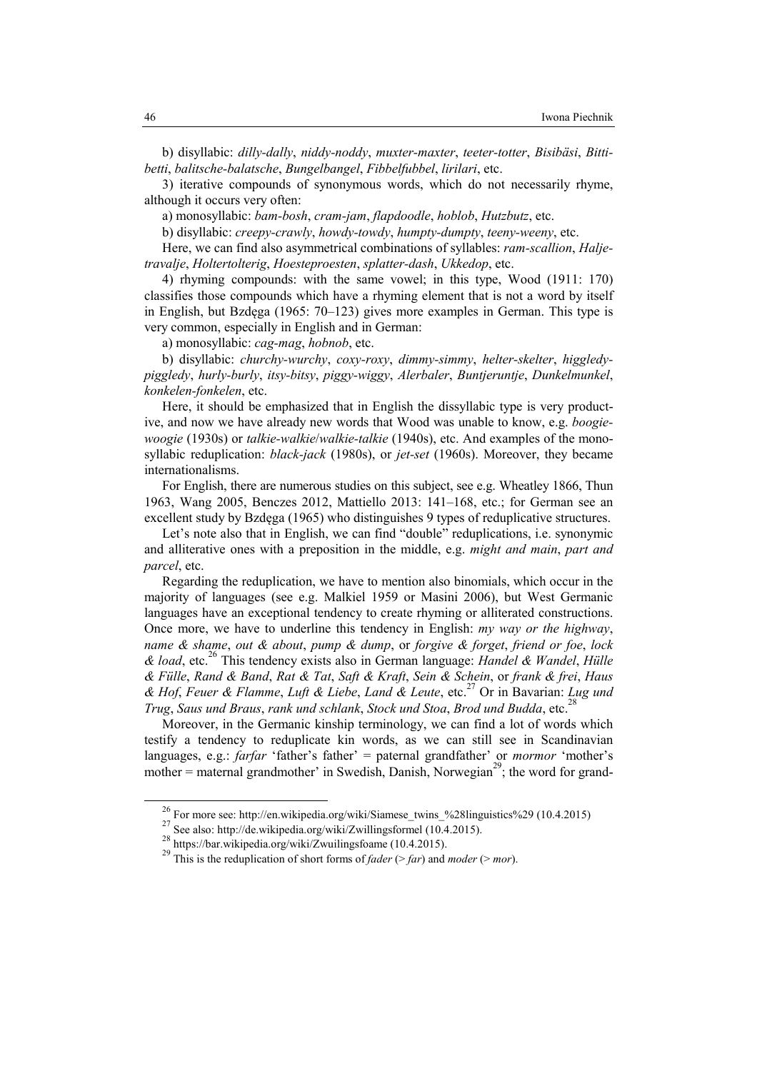b) disyllabic: *dilly-dally*, *niddy-noddy*, *muxter-maxter*, *teeter-totter*, *Bisibäsi*, *Bitti-betti*, *balitsche-balatsche*, *Bungelbangel*, *Fibbelfubbel*, *lirilari*, etc.

3) iterative compounds of synonymous words, which do not necessarily rhyme, although it occurs very often:

a) monosyllabic: *bam-bosh*, *cram-jam*, *flapdoodle*, *hoblob*, *Hutzbutz*, etc.

b) disyllabic: *creepy-crawly*, *howdy-towdy*, *humpty-dumpty*, *teeny-weeny*, etc.

Here, we can find also asymmetrical combinations of syllables: *ram-scallion*, *Halje-travalje*, *Holtertolterig*, *Hoesteproesten*, *splatter-dash*, *Ukkedop*, etc.

4) rhyming compounds: with the same vowel; in this type, Wood (1911: 170) classifies those compounds which have a rhyming element that is not a word by itself in English, but Bzdęga (1965: 70–123) gives more examples in German. This type is very common, especially in English and in German:

a) monosyllabic: *cag-mag*, *hobnob*, etc.

b) disyllabic: *churchy-wurchy*, *coxy-roxy*, *dimmy-simmy*, *helter-skelter*, *higgledy-piggledy*, *hurly-burly*, *itsy-bitsy*, *piggy-wiggy*, *Alerbaler*, *Buntjeruntje*, *Dunkelmunkel*, *konkelen-fonkelen*, etc.

Here, it should be emphasized that in English the dissyllabic type is very productive, and now we have already new words that Wood was unable to know, e.g. *boogie-woogie* (1930s) or *talkie-walkie*/*walkie-talkie* (1940s), etc. And examples of the monosyllabic reduplication: *black-jack* (1980s), or *jet-set* (1960s). Moreover, they became internationalisms.

For English, there are numerous studies on this subject, see e.g. Wheatley 1866, Thun 1963, Wang 2005, Benczes 2012, Mattiello 2013: 141–168, etc.; for German see an excellent study by Bzdęga (1965) who distinguishes 9 types of reduplicative structures.

Let's note also that in English, we can find "double" reduplications, i.e. synonymic and alliterative ones with a preposition in the middle, e.g. *might and main*, *part and parcel*, etc.

Regarding the reduplication, we have to mention also binomials, which occur in the majority of languages (see e.g. Malkiel 1959 or Masini 2006), but West Germanic languages have an exceptional tendency to create rhyming or alliterated constructions. Once more, we have to underline this tendency in English: *my way or the highway*, *name & shame*, *out & about*, *pump & dump*, or *forgive & forget*, *friend or foe*, *lock & load*, etc.[26] This tendency exists also in German language: *Handel & Wandel*, *Hülle & Fülle*, *Rand & Band*, *Rat & Tat*, *Saft & Kraft*, *Sein & Schein*, or *frank & frei*, *Haus & Hof*, *Feuer & Flamme*, *Luft & Liebe*, *Land & Leute*, etc.[27] Or in Bavarian: *Lug und Trug*, *Saus und Braus*, *rank und schlank*, *Stock und Stoa*, *Brod und Budda*, etc.[28]

Moreover, in the Germanic kinship terminology, we can find a lot of words which testify a tendency to reduplicate kin words, as we can still see in Scandinavian languages, e.g.: *farfar* 'father's father' = paternal grandfather' or *mormor* 'mother's mother = maternal grandmother' in Swedish, Danish, Norwegian[29]; the word for grand-

---

[26] For more see: http://en.wikipedia.org/wiki/Siamese_twins_%28linguistics%29 (10.4.2015)

[27] See also: http://de.wikipedia.org/wiki/Zwillingsformel (10.4.2015).

[28] https://bar.wikipedia.org/wiki/Zwuilingsfoame (10.4.2015).

[29] This is the reduplication of short forms of *fader* (> *far*) and *moder* (> *mor*).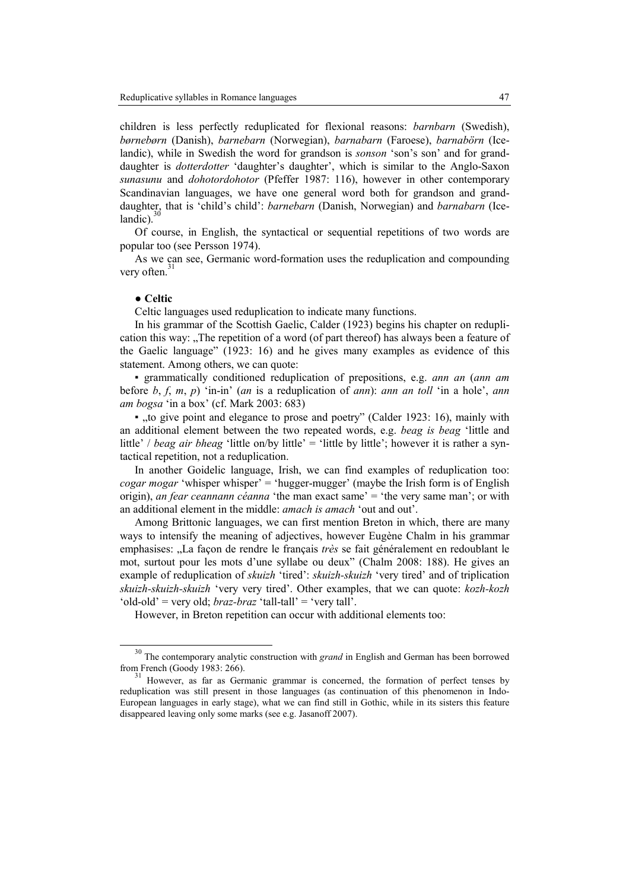children is less perfectly reduplicated for flexional reasons: *barnbarn* (Swedish), *børnebørn* (Danish), *barnebarn* (Norwegian), *barnabarn* (Faroese), *barnabörn* (Icelandic), while in Swedish the word for grandson is *sonson* 'son's son' and for granddaughter is *dotterdotter* 'daughter's daughter', which is similar to the Anglo-Saxon *sunasunu* and *dohotordohotor* (Pfeffer 1987: 116), however in other contemporary Scandinavian languages, we have one general word both for grandson and granddaughter, that is 'child's child': *barnebarn* (Danish, Norwegian) and *barnabarn* (Icelandic).[30]

Of course, in English, the syntactical or sequential repetitions of two words are popular too (see Persson 1974).

As we can see, Germanic word-formation uses the reduplication and compounding very often.[31]

● **Celtic**

Celtic languages used reduplication to indicate many functions.

In his grammar of the Scottish Gaelic, Calder (1923) begins his chapter on reduplication this way: „The repetition of a word (of part thereof) has always been a feature of the Gaelic language" (1923: 16) and he gives many examples as evidence of this statement. Among others, we can quote:

▪ grammatically conditioned reduplication of prepositions, e.g. *ann an* (*ann am* before *b*, *f*, *m*, *p*) 'in-in' (*an* is a reduplication of *ann*): *ann an toll* 'in a hole', *ann am bogsa* 'in a box' (cf. Mark 2003: 683)

▪ „to give point and elegance to prose and poetry" (Calder 1923: 16), mainly with an additional element between the two repeated words, e.g. *beag is beag* 'little and little' / *beag air bheag* 'little on/by little' = 'little by little'; however it is rather a syntactical repetition, not a reduplication.

In another Goidelic language, Irish, we can find examples of reduplication too: *cogar mogar* 'whisper whisper' = 'hugger-mugger' (maybe the Irish form is of English origin), *an fear ceannann céanna* 'the man exact same' = 'the very same man'; or with an additional element in the middle: *amach is amach* 'out and out'.

Among Brittonic languages, we can first mention Breton in which, there are many ways to intensify the meaning of adjectives, however Eugène Chalm in his grammar emphasises: „La façon de rendre le français *très* se fait généralement en redoublant le mot, surtout pour les mots d'une syllabe ou deux" (Chalm 2008: 188). He gives an example of reduplication of *skuizh* 'tired': *skuizh-skuizh* 'very tired' and of triplication *skuizh-skuizh-skuizh* 'very very tired'. Other examples, that we can quote: *kozh-kozh* 'old-old' = very old; *braz-braz* 'tall-tall' = 'very tall'.

However, in Breton repetition can occur with additional elements too:

---

[30] The contemporary analytic construction with *grand* in English and German has been borrowed from French (Goody 1983: 266).

[31] However, as far as Germanic grammar is concerned, the formation of perfect tenses by reduplication was still present in those languages (as continuation of this phenomenon in Indo-European languages in early stage), what we can find still in Gothic, while in its sisters this feature disappeared leaving only some marks (see e.g. Jasanoff 2007).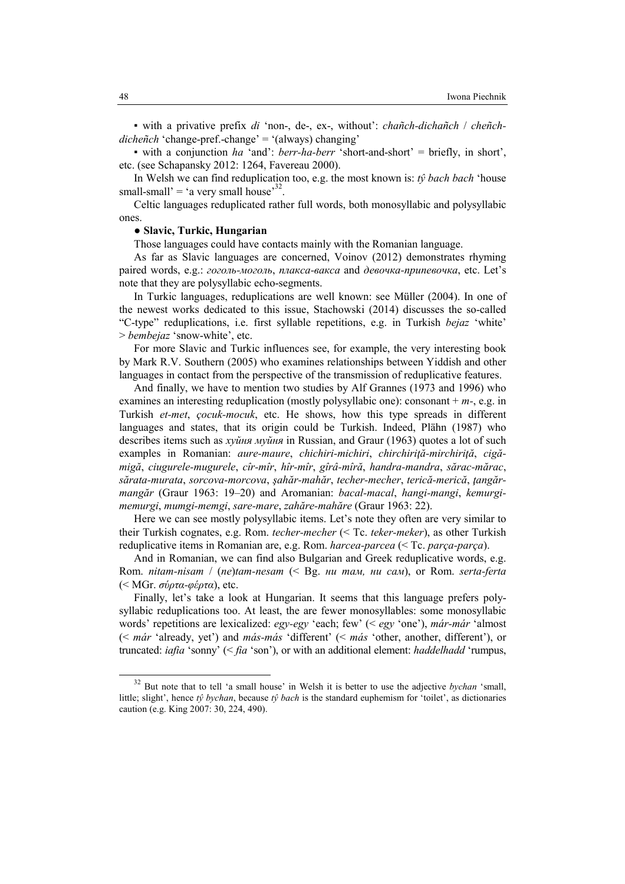▪ with a privative prefix *di* 'non-, de-, ex-, without': *chañch-dichañch* / *cheñch-dicheñch* 'change-pref.-change' = '(always) changing'

▪ with a conjunction *ha* 'and': *berr-ha-berr* 'short-and-short' = briefly, in short', etc. (see Schapansky 2012: 1264, Favereau 2000).

In Welsh we can find reduplication too, e.g. the most known is: *tŷ bach bach* 'house small-small' = 'a very small house'[32].

Celtic languages reduplicated rather full words, both monosyllabic and polysyllabic ones.

**● Slavic, Turkic, Hungarian**

Those languages could have contacts mainly with the Romanian language.

As far as Slavic languages are concerned, Voinov (2012) demonstrates rhyming paired words, e.g.: *гоголь-моголь*, *плакса-вакса* and *девочка-припевочка*, etc. Let's note that they are polysyllabic echo-segments.

In Turkic languages, reduplications are well known: see Müller (2004). In one of the newest works dedicated to this issue, Stachowski (2014) discusses the so-called "C-type" reduplications, i.e. first syllable repetitions, e.g. in Turkish *bejaz* 'white' > *bembejaz* 'snow-white', etc.

For more Slavic and Turkic influences see, for example, the very interesting book by Mark R.V. Southern (2005) who examines relationships between Yiddish and other languages in contact from the perspective of the transmission of reduplicative features.

And finally, we have to mention two studies by Alf Grannes (1973 and 1996) who examines an interesting reduplication (mostly polysyllabic one): consonant + *m*-, e.g. in Turkish *et-met*, *çocuk-mocuk*, etc. He shows, how this type spreads in different languages and states, that its origin could be Turkish. Indeed, Plähn (1987) who describes items such as *хуйня муйня* in Russian, and Graur (1963) quotes a lot of such examples in Romanian: *aure-maure*, *chichiri-michiri*, *chirchiriţă-mirchiriţă*, *cigă-migă*, *ciugurele-mugurele*, *cîr-mîr*, *hîr-mîr*, *gîrâ-mîră*, *handra-mandra*, *sărac-mărac*, *sărata-murata*, *sorcova-morcova*, *şahăr-mahăr*, *techer-mecher*, *terică-merică*, *ţangăr-mangăr* (Graur 1963: 19–20) and Aromanian: *bacal-macal*, *hangi-mangi*, *kemurgi-memurgi*, *mumgi-memgi*, *sare-mare*, *zahăre-mahăre* (Graur 1963: 22).

Here we can see mostly polysyllabic items. Let's note they often are very similar to their Turkish cognates, e.g. Rom. *techer-mecher* (< Tc. *teker-meker*), as other Turkish reduplicative items in Romanian are, e.g. Rom. *harcea-parcea* (< Tc. *parça-parça*).

And in Romanian, we can find also Bulgarian and Greek reduplicative words, e.g. Rom. *nitam-nisam* / (*ne*)*tam-nesam* (< Bg. *ни там, ни сам*), or Rom. *serta-ferta* (< MGr. *σύρτα-φέρτα*), etc.

Finally, let's take a look at Hungarian. It seems that this language prefers polysyllabic reduplications too. At least, the are fewer monosyllables: some monosyllabic words' repetitions are lexicalized: *egy-egy* 'each; few' (< *egy* 'one'), *már-már* 'almost (< *már* 'already, yet') and *más-más* 'different' (< *más* 'other, another, different'), or truncated: *iafia* 'sonny' (< *fia* 'son'), or with an additional element: *haddelhadd* 'rumpus,

---

[32] But note that to tell 'a small house' in Welsh it is better to use the adjective *bychan* 'small, little; slight', hence *tŷ bychan*, because *tŷ bach* is the standard euphemism for 'toilet', as dictionaries caution (e.g. King 2007: 30, 224, 490).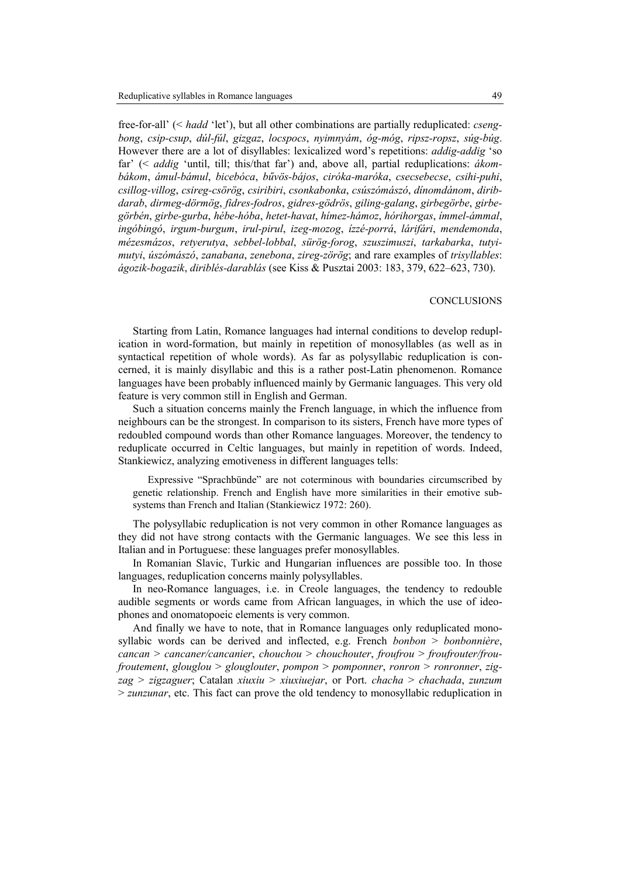free-for-all' (< *hadd* 'let'), but all other combinations are partially reduplicated: *csengbong*, *csip-csup*, *dúl-fúl*, *gizgaz*, *locspocs*, *nyimnyám*, *óg-móg*, *ripsz-ropsz*, *súg-búg*. However there are a lot of disyllables: lexicalized word's repetitions: *addig-addig* 'so far' (< *addig* 'until, till; this/that far') and, above all, partial reduplications: *ákombákom*, *ámul-bámul*, *bicebóca*, *bűvös-bájos*, *ciróka-maróka*, *csecsebecse*, *csihi-puhi*, *csillog-villog*, *csireg-csörög*, *csiribiri*, *csonkabonka*, *csúszómászó*, *dínomdánom*, *dirib-darab*, *dirmeg-dörmög*, *fidres-fodros*, *gidres-gödrös*, *giling-galang*, *girbegörbe*, *girbe-görbén*, *girbe-gurba*, *hébe-hóba*, *hetet-havat*, *hímez-hámoz*, *hórihorgas*, *ímmel-ámmal*, *ingóbingó*, *irgum-burgum*, *irul-pirul*, *izeg-mozog*, *ízzé-porrá*, *lárifári*, *mendemonda*, *mézesmázos*, *retyerutya*, *sebbel-lobbal*, *sürög-forog*, *szuszimuszi*, *tarkabarka*, *tutyi-mutyi*, *úszómászó*, *zanabana*, *zenebona*, *zireg-zörög*; and rare examples of *trisyllables*: *ágozik-bogazik*, *diriblés-darablás* (see Kiss & Pusztai 2003: 183, 379, 622–623, 730).

## CONCLUSIONS

Starting from Latin, Romance languages had internal conditions to develop reduplication in word-formation, but mainly in repetition of monosyllables (as well as in syntactical repetition of whole words). As far as polysyllabic reduplication is concerned, it is mainly disyllabic and this is a rather post-Latin phenomenon. Romance languages have been probably influenced mainly by Germanic languages. This very old feature is very common still in English and German.

Such a situation concerns mainly the French language, in which the influence from neighbours can be the strongest. In comparison to its sisters, French have more types of redoubled compound words than other Romance languages. Moreover, the tendency to reduplicate occurred in Celtic languages, but mainly in repetition of words. Indeed, Stankiewicz, analyzing emotiveness in different languages tells:

> Expressive "Sprachbünde" are not coterminous with boundaries circumscribed by genetic relationship. French and English have more similarities in their emotive subsystems than French and Italian (Stankiewicz 1972: 260).

The polysyllabic reduplication is not very common in other Romance languages as they did not have strong contacts with the Germanic languages. We see this less in Italian and in Portuguese: these languages prefer monosyllables.

In Romanian Slavic, Turkic and Hungarian influences are possible too. In those languages, reduplication concerns mainly polysyllables.

In neo-Romance languages, i.e. in Creole languages, the tendency to redouble audible segments or words came from African languages, in which the use of ideophones and onomatopoeic elements is very common.

And finally we have to note, that in Romance languages only reduplicated monosyllabic words can be derived and inflected, e.g. French *bonbon* > *bonbonnière*, *cancan* > *cancaner/cancanier*, *chouchou* > *chouchouter*, *froufrou* > *froufrouter/froufroutement*, *glouglou* > *glouglouter*, *pompon* > *pomponner*, *ronron* > *ronronner*, *zigzag* > *zigzaguer*; Catalan *xiuxiu* > *xiuxiuejar*, or Port. *chacha* > *chachada*, *zunzum* > *zunzunar*, etc. This fact can prove the old tendency to monosyllabic reduplication in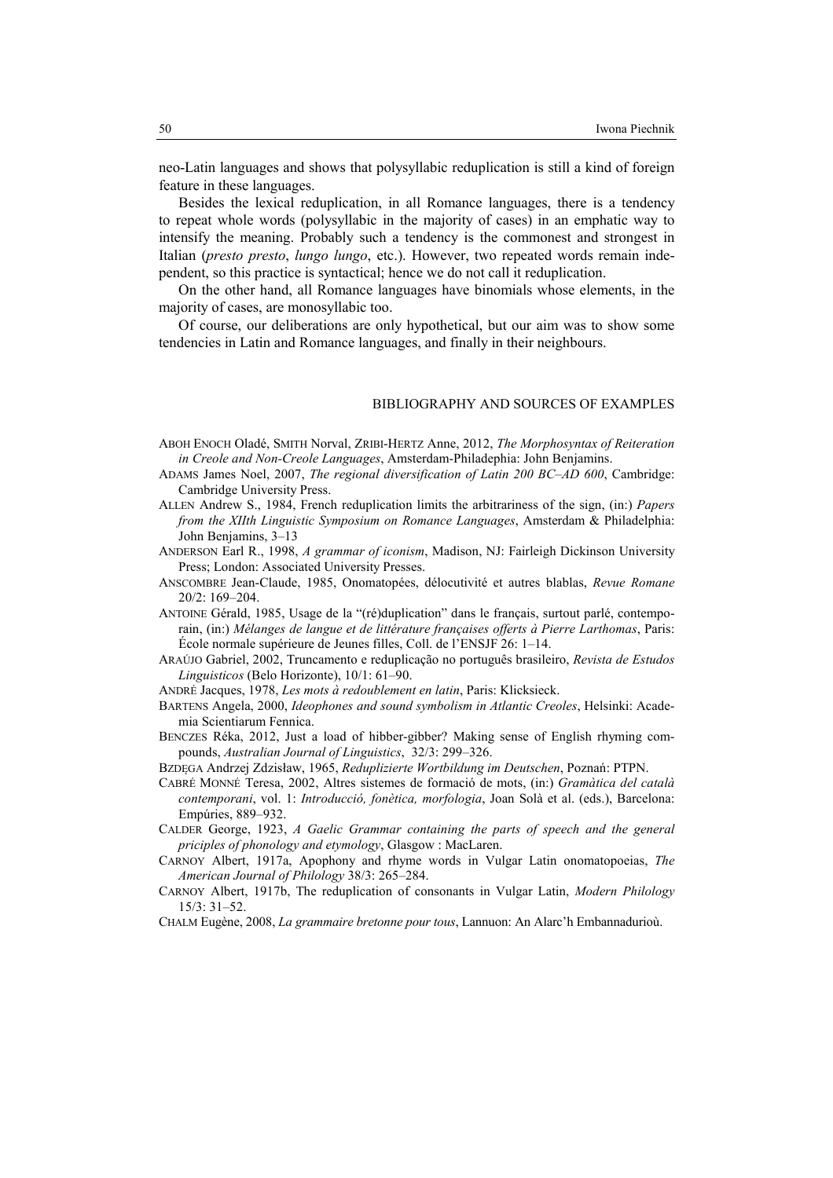neo-Latin languages and shows that polysyllabic reduplication is still a kind of foreign feature in these languages.

Besides the lexical reduplication, in all Romance languages, there is a tendency to repeat whole words (polysyllabic in the majority of cases) in an emphatic way to intensify the meaning. Probably such a tendency is the commonest and strongest in Italian (*presto presto*, *lungo lungo*, etc.). However, two repeated words remain independent, so this practice is syntactical; hence we do not call it reduplication.

On the other hand, all Romance languages have binomials whose elements, in the majority of cases, are monosyllabic too.

Of course, our deliberations are only hypothetical, but our aim was to show some tendencies in Latin and Romance languages, and finally in their neighbours.

## BIBLIOGRAPHY AND SOURCES OF EXAMPLES

ABOH ENOCH Oladé, SMITH Norval, ZRIBI-HERTZ Anne, 2012, *The Morphosyntax of Reiteration in Creole and Non-Creole Languages*, Amsterdam-Philadephia: John Benjamins.

ADAMS James Noel, 2007, *The regional diversification of Latin 200 BC–AD 600*, Cambridge: Cambridge University Press.

ALLEN Andrew S., 1984, French reduplication limits the arbitrariness of the sign, (in:) *Papers from the XIIth Linguistic Symposium on Romance Languages*, Amsterdam & Philadelphia: John Benjamins, 3–13

ANDERSON Earl R., 1998, *A grammar of iconism*, Madison, NJ: Fairleigh Dickinson University Press; London: Associated University Presses.

ANSCOMBRE Jean-Claude, 1985, Onomatopées, délocutivité et autres blablas, *Revue Romane* 20/2: 169–204.

ANTOINE Gérald, 1985, Usage de la "(ré)duplication" dans le français, surtout parlé, contemporain, (in:) *Mélanges de langue et de littérature françaises offerts à Pierre Larthomas*, Paris: École normale supérieure de Jeunes filles, Coll. de l'ENSJF 26: 1–14.

ARAÚJO Gabriel, 2002, Truncamento e reduplicação no português brasileiro, *Revista de Estudos Linguisticos* (Belo Horizonte), 10/1: 61–90.

ANDRÉ Jacques, 1978, *Les mots à redoublement en latin*, Paris: Klicksieck.

BARTENS Angela, 2000, *Ideophones and sound symbolism in Atlantic Creoles*, Helsinki: Academia Scientiarum Fennica.

BENCZES Réka, 2012, Just a load of hibber-gibber? Making sense of English rhyming compounds, *Australian Journal of Linguistics*, 32/3: 299–326.

BZDĘGA Andrzej Zdzisław, 1965, *Reduplizierte Wortbildung im Deutschen*, Poznań: PTPN.

CABRÉ MONNÉ Teresa, 2002, Altres sistemes de formació de mots, (in:) *Gramàtica del català contemporani*, vol. 1: *Introducció, fonètica, morfologia*, Joan Solà et al. (eds.), Barcelona: Empúries, 889–932.

CALDER George, 1923, *A Gaelic Grammar containing the parts of speech and the general priciples of phonology and etymology*, Glasgow : MacLaren.

CARNOY Albert, 1917a, Apophony and rhyme words in Vulgar Latin onomatopoeias, *The American Journal of Philology* 38/3: 265–284.

CARNOY Albert, 1917b, The reduplication of consonants in Vulgar Latin, *Modern Philology* 15/3: 31–52.

CHALM Eugène, 2008, *La grammaire bretonne pour tous*, Lannuon: An Alarc'h Embannadurioù.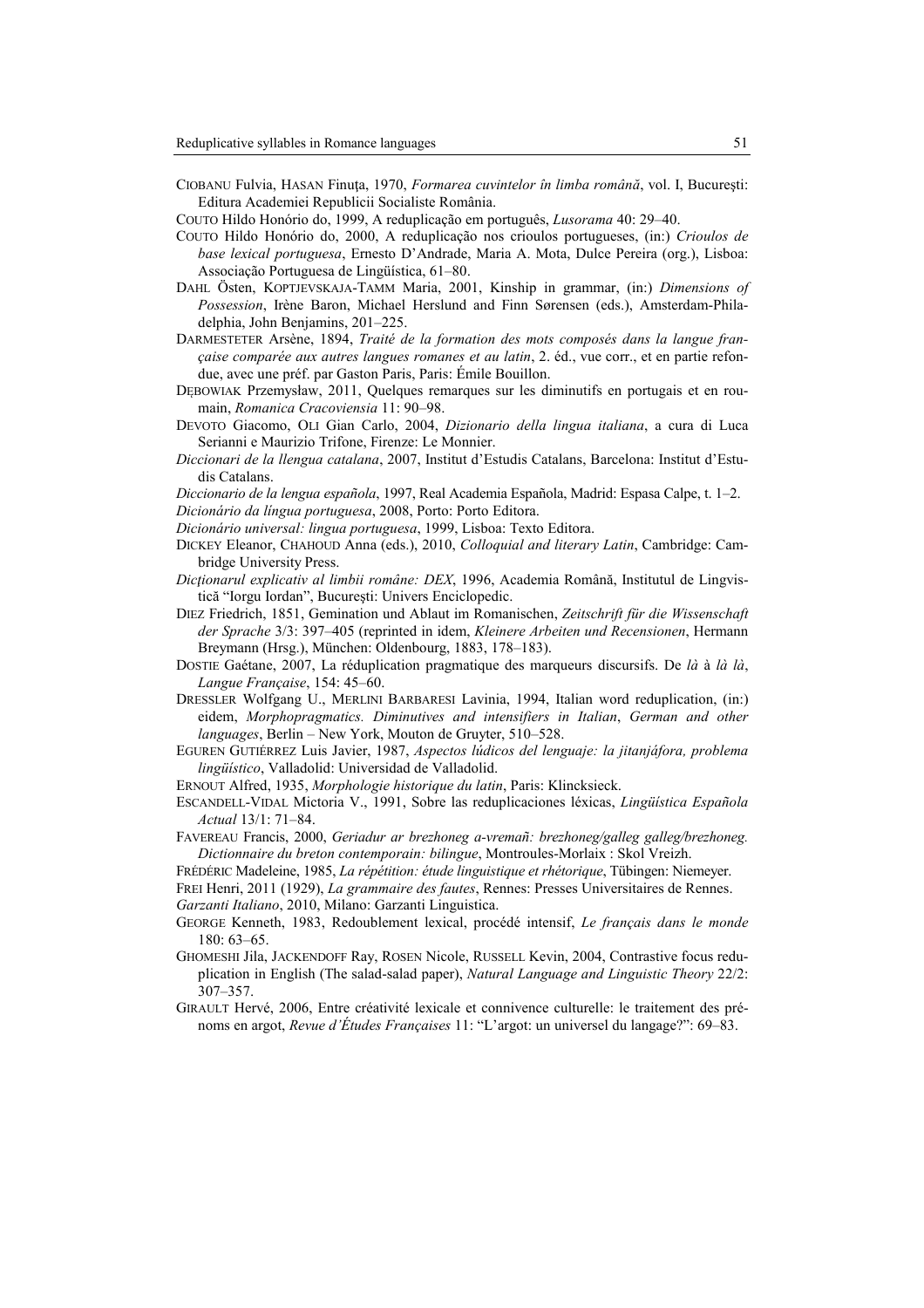CIOBANU Fulvia, HASAN Finuța, 1970, *Formarea cuvintelor în limba română*, vol. I, București: Editura Academiei Republicii Socialiste România.

COUTO Hildo Honório do, 1999, A reduplicação em português, *Lusorama* 40: 29–40.

COUTO Hildo Honório do, 2000, A reduplicação nos crioulos portugueses, (in:) *Crioulos de base lexical portuguesa*, Ernesto D'Andrade, Maria A. Mota, Dulce Pereira (org.), Lisboa: Associação Portuguesa de Lingüística, 61–80.

DAHL Östen, KOPTJEVSKAJA-TAMM Maria, 2001, Kinship in grammar, (in:) *Dimensions of Possession*, Irène Baron, Michael Herslund and Finn Sørensen (eds.), Amsterdam-Philadelphia, John Benjamins, 201–225.

DARMESTETER Arsène, 1894, *Traité de la formation des mots composés dans la langue française comparée aux autres langues romanes et au latin*, 2. éd., vue corr., et en partie refondue, avec une préf. par Gaston Paris, Paris: Émile Bouillon.

DĘBOWIAK Przemysław, 2011, Quelques remarques sur les diminutifs en portugais et en roumain, *Romanica Cracoviensia* 11: 90–98.

DEVOTO Giacomo, OLI Gian Carlo, 2004, *Dizionario della lingua italiana*, a cura di Luca Serianni e Maurizio Trifone, Firenze: Le Monnier.

*Diccionari de la llengua catalana*, 2007, Institut d'Estudis Catalans, Barcelona: Institut d'Estudis Catalans.

*Diccionario de la lengua española*, 1997, Real Academia Española, Madrid: Espasa Calpe, t. 1–2.

*Dicionário da língua portuguesa*, 2008, Porto: Porto Editora.

*Dicionário universal: lingua portuguesa*, 1999, Lisboa: Texto Editora.

DICKEY Eleanor, CHAHOUD Anna (eds.), 2010, *Colloquial and literary Latin*, Cambridge: Cambridge University Press.

*Dicționarul explicativ al limbii române: DEX*, 1996, Academia Română, Institutul de Lingvistică "Iorgu Iordan", București: Univers Enciclopedic.

DIEZ Friedrich, 1851, Gemination und Ablaut im Romanischen, *Zeitschrift für die Wissenschaft der Sprache* 3/3: 397–405 (reprinted in idem, *Kleinere Arbeiten und Recensionen*, Hermann Breymann (Hrsg.), München: Oldenbourg, 1883, 178–183).

DOSTIE Gaétane, 2007, La réduplication pragmatique des marqueurs discursifs. De *là* à *là là*, *Langue Française*, 154: 45–60.

DRESSLER Wolfgang U., MERLINI BARBARESI Lavinia, 1994, Italian word reduplication, (in:) eidem, *Morphopragmatics. Diminutives and intensifiers in Italian, German and other languages*, Berlin – New York, Mouton de Gruyter, 510–528.

EGUREN GUTIÉRREZ Luis Javier, 1987, *Aspectos lúdicos del lenguaje: la jitanjáfora, problema lingüístico*, Valladolid: Universidad de Valladolid.

ERNOUT Alfred, 1935, *Morphologie historique du latin*, Paris: Klincksieck.

ESCANDELL-VIDAL Mictoria V., 1991, Sobre las reduplicaciones léxicas, *Lingüística Española Actual* 13/1: 71–84.

FAVEREAU Francis, 2000, *Geriadur ar brezhoneg a-vremañ: brezhoneg/galleg galleg/brezhoneg. Dictionnaire du breton contemporain: bilingue*, Montroules-Morlaix : Skol Vreizh.

FRÉDÉRIC Madeleine, 1985, *La répétition: étude linguistique et rhétorique*, Tübingen: Niemeyer.

FREI Henri, 2011 (1929), *La grammaire des fautes*, Rennes: Presses Universitaires de Rennes.

*Garzanti Italiano*, 2010, Milano: Garzanti Linguistica.

GEORGE Kenneth, 1983, Redoublement lexical, procédé intensif, *Le français dans le monde* 180: 63–65.

GHOMESHI Jila, JACKENDOFF Ray, ROSEN Nicole, RUSSELL Kevin, 2004, Contrastive focus reduplication in English (The salad-salad paper), *Natural Language and Linguistic Theory* 22/2: 307–357.

GIRAULT Hervé, 2006, Entre créativité lexicale et connivence culturelle: le traitement des prénoms en argot, *Revue d'Études Françaises* 11: "L'argot: un universel du langage?": 69–83.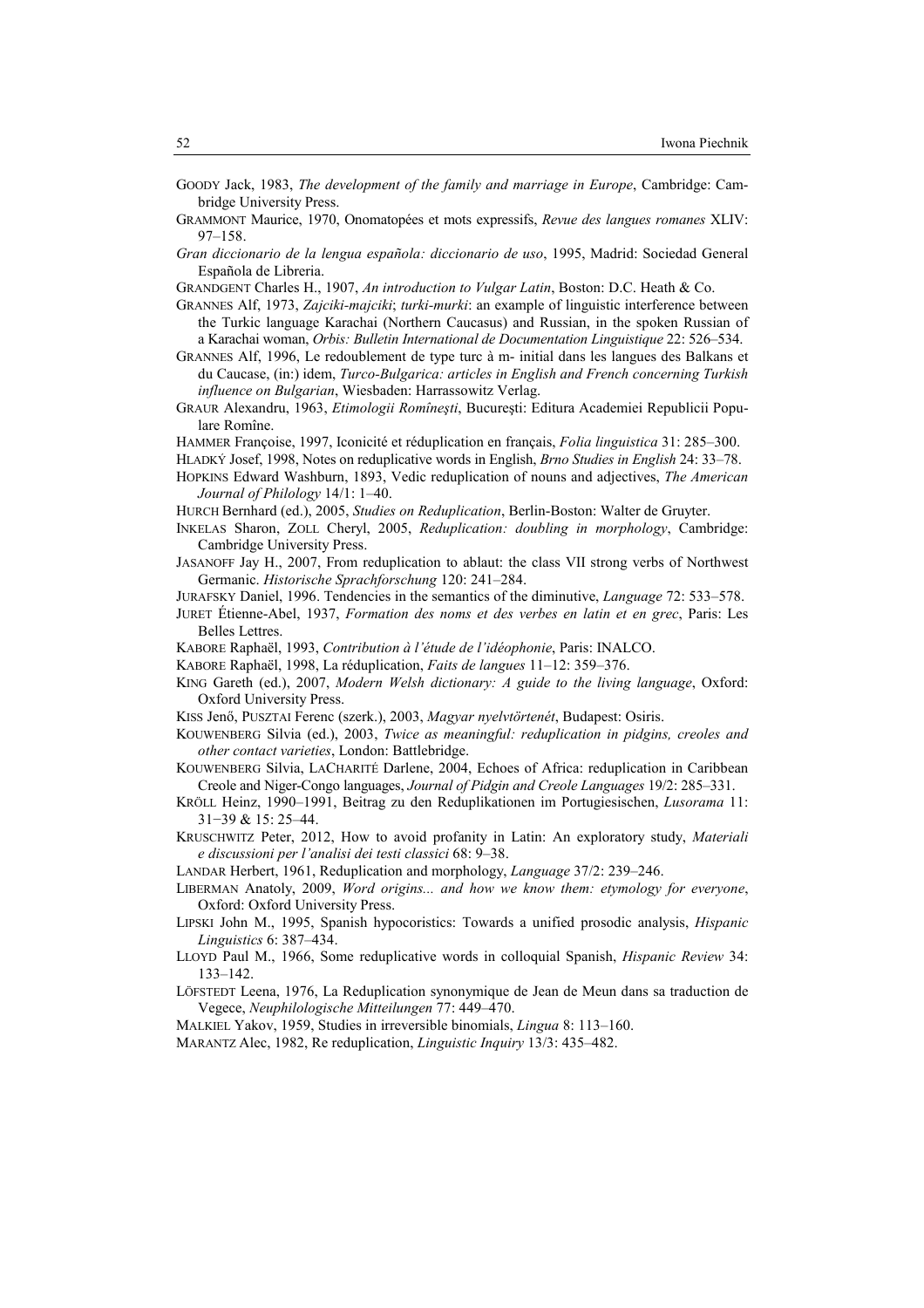GOODY Jack, 1983, *The development of the family and marriage in Europe*, Cambridge: Cambridge University Press.

GRAMMONT Maurice, 1970, Onomatopées et mots expressifs, *Revue des langues romanes* XLIV: 97–158.

*Gran diccionario de la lengua española: diccionario de uso*, 1995, Madrid: Sociedad General Española de Libreria.

GRANDGENT Charles H., 1907, *An introduction to Vulgar Latin*, Boston: D.C. Heath & Co.

GRANNES Alf, 1973, *Zajciki-majciki*; *turki-murki*: an example of linguistic interference between the Turkic language Karachai (Northern Caucasus) and Russian, in the spoken Russian of a Karachai woman, *Orbis: Bulletin International de Documentation Linguistique* 22: 526–534.

GRANNES Alf, 1996, Le redoublement de type turc à m- initial dans les langues des Balkans et du Caucase, (in:) idem, *Turco-Bulgarica: articles in English and French concerning Turkish influence on Bulgarian*, Wiesbaden: Harrassowitz Verlag.

GRAUR Alexandru, 1963, *Etimologii Romîneşti*, Bucureşti: Editura Academiei Republicii Populare Romîne.

HAMMER Françoise, 1997, Iconicité et réduplication en français, *Folia linguistica* 31: 285–300.

HLADKÝ Josef, 1998, Notes on reduplicative words in English, *Brno Studies in English* 24: 33–78.

HOPKINS Edward Washburn, 1893, Vedic reduplication of nouns and adjectives, *The American Journal of Philology* 14/1: 1–40.

HURCH Bernhard (ed.), 2005, *Studies on Reduplication*, Berlin-Boston: Walter de Gruyter.

INKELAS Sharon, ZOLL Cheryl, 2005, *Reduplication: doubling in morphology*, Cambridge: Cambridge University Press.

JASANOFF Jay H., 2007, From reduplication to ablaut: the class VII strong verbs of Northwest Germanic. *Historische Sprachforschung* 120: 241–284.

JURAFSKY Daniel, 1996. Tendencies in the semantics of the diminutive, *Language* 72: 533–578.

JURET Étienne-Abel, 1937, *Formation des noms et des verbes en latin et en grec*, Paris: Les Belles Lettres.

KABORE Raphaël, 1993, *Contribution à l'étude de l'idéophonie*, Paris: INALCO.

KABORE Raphaël, 1998, La réduplication, *Faits de langues* 11–12: 359–376.

KING Gareth (ed.), 2007, *Modern Welsh dictionary: A guide to the living language*, Oxford: Oxford University Press.

KISS Jenő, PUSZTAI Ferenc (szerk.), 2003, *Magyar nyelvtörtenét*, Budapest: Osiris.

KOUWENBERG Silvia (ed.), 2003, *Twice as meaningful: reduplication in pidgins, creoles and other contact varieties*, London: Battlebridge.

KOUWENBERG Silvia, LACHARITÉ Darlene, 2004, Echoes of Africa: reduplication in Caribbean Creole and Niger-Congo languages, *Journal of Pidgin and Creole Languages* 19/2: 285–331.

KRÖLL Heinz, 1990–1991, Beitrag zu den Reduplikationen im Portugiesischen, *Lusorama* 11: 31−39 & 15: 25–44.

KRUSCHWITZ Peter, 2012, How to avoid profanity in Latin: An exploratory study, *Materiali e discussioni per l'analisi dei testi classici* 68: 9–38.

LANDAR Herbert, 1961, Reduplication and morphology, *Language* 37/2: 239–246.

LIBERMAN Anatoly, 2009, *Word origins... and how we know them: etymology for everyone*, Oxford: Oxford University Press.

LIPSKI John M., 1995, Spanish hypocoristics: Towards a unified prosodic analysis, *Hispanic Linguistics* 6: 387–434.

LLOYD Paul M., 1966, Some reduplicative words in colloquial Spanish, *Hispanic Review* 34: 133–142.

LÖFSTEDT Leena, 1976, La Reduplication synonymique de Jean de Meun dans sa traduction de Vegece, *Neuphilologische Mitteilungen* 77: 449–470.

MALKIEL Yakov, 1959, Studies in irreversible binomials, *Lingua* 8: 113–160.

MARANTZ Alec, 1982, Re reduplication, *Linguistic Inquiry* 13/3: 435–482.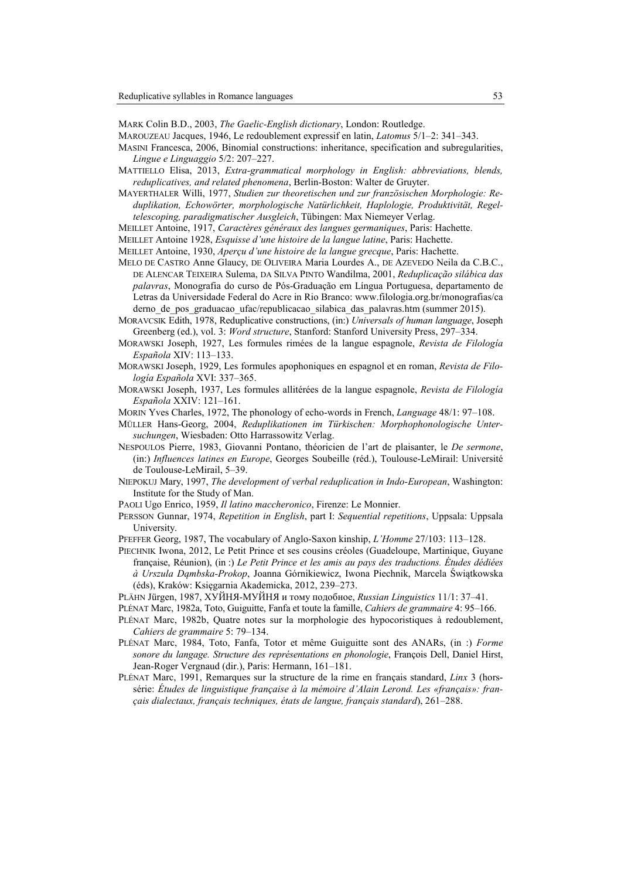MARK Colin B.D., 2003, *The Gaelic-English dictionary*, London: Routledge.

MAROUZEAU Jacques, 1946, Le redoublement expressif en latin, *Latomus* 5/1–2: 341–343.

MASINI Francesca, 2006, Binomial constructions: inheritance, specification and subregularities, *Lingue e Linguaggio* 5/2: 207–227.

MATTIELLO Elisa, 2013, *Extra-grammatical morphology in English: abbreviations, blends, reduplicatives, and related phenomena*, Berlin-Boston: Walter de Gruyter.

MAYERTHALER Willi, 1977, *Studien zur theoretischen und zur französischen Morphologie: Reduplikation, Echowörter, morphologische Natürlichkeit, Haplologie, Produktivität, Regeltelescoping, paradigmatischer Ausgleich*, Tübingen: Max Niemeyer Verlag.

MEILLET Antoine, 1917, *Caractères généraux des langues germaniques*, Paris: Hachette.

MEILLET Antoine 1928, *Esquisse d'une histoire de la langue latine*, Paris: Hachette.

MEILLET Antoine, 1930, *Aperçu d'une histoire de la langue grecque*, Paris: Hachette.

MELO DE CASTRO Anne Glaucy, DE OLIVEIRA Maria Lourdes A., DE AZEVEDO Neila da C.B.C., DE ALENCAR TEIXEIRA Sulema, DA SILVA PINTO Wandilma, 2001, *Reduplicação silábica das palavras*, Monografia do curso de Pós-Graduação em Língua Portuguesa, departamento de Letras da Universidade Federal do Acre in Rio Branco: www.filologia.org.br/monografias/caderno_de_pos_graduacao_ufac/republicacao_silabica_das_palavras.htm (summer 2015).

MORAVCSIK Edith, 1978, Reduplicative constructions, (in:) *Universals of human language*, Joseph Greenberg (ed.), vol. 3: *Word structure*, Stanford: Stanford University Press, 297–334.

MORAWSKI Joseph, 1927, Les formules rimées de la langue espagnole, *Revista de Filología Española* XIV: 113–133.

MORAWSKI Joseph, 1929, Les formules apophoniques en espagnol et en roman, *Revista de Filología Española* XVI: 337–365.

MORAWSKI Joseph, 1937, Les formules allitérées de la langue espagnole, *Revista de Filología Española* XXIV: 121–161.

MORIN Yves Charles, 1972, The phonology of echo-words in French, *Language* 48/1: 97–108.

MÜLLER Hans-Georg, 2004, *Reduplikationen im Türkischen: Morphophonologische Untersuchungen*, Wiesbaden: Otto Harrassowitz Verlag.

NESPOULOS Pierre, 1983, Giovanni Pontano, théoricien de l'art de plaisanter, le *De sermone*, (in:) *Influences latines en Europe*, Georges Soubeille (réd.), Toulouse-LeMirail: Université de Toulouse-LeMirail, 5–39.

NIEPOKUJ Mary, 1997, *The development of verbal reduplication in Indo-European*, Washington: Institute for the Study of Man.

PAOLI Ugo Enrico, 1959, *Il latino maccheronico*, Firenze: Le Monnier.

PERSSON Gunnar, 1974, *Repetition in English*, part I: *Sequential repetitions*, Uppsala: Uppsala University.

PFEFFER Georg, 1987, The vocabulary of Anglo-Saxon kinship, *L'Homme* 27/103: 113–128.

PIECHNIK Iwona, 2012, Le Petit Prince et ses cousins créoles (Guadeloupe, Martinique, Guyane française, Réunion), (in :) *Le Petit Prince et les amis au pays des traductions. Études dédiées à Urszula Dąmbska-Prokop*, Joanna Górnikiewicz, Iwona Piechnik, Marcela Świątkowska (éds), Kraków: Księgarnia Akademicka, 2012, 239–273.

PLÄHN Jürgen, 1987, ХУЙНЯ-МУЙНЯ и тому подобное, *Russian Linguistics* 11/1: 37–41.

PLÉNAT Marc, 1982a, Toto, Guiguitte, Fanfa et toute la famille, *Cahiers de grammaire* 4: 95–166.

PLÉNAT Marc, 1982b, Quatre notes sur la morphologie des hypocoristiques à redoublement, *Cahiers de grammaire* 5: 79–134.

PLÉNAT Marc, 1984, Toto, Fanfa, Totor et même Guiguitte sont des ANARs, (in :) *Forme sonore du langage. Structure des représentations en phonologie*, François Dell, Daniel Hirst, Jean-Roger Vergnaud (dir.), Paris: Hermann, 161–181.

PLÉNAT Marc, 1991, Remarques sur la structure de la rime en français standard, *Linx* 3 (hors-série: *Études de linguistique française à la mémoire d'Alain Lerond. Les «français»: français dialectaux, français techniques, états de langue, français standard*), 261–288.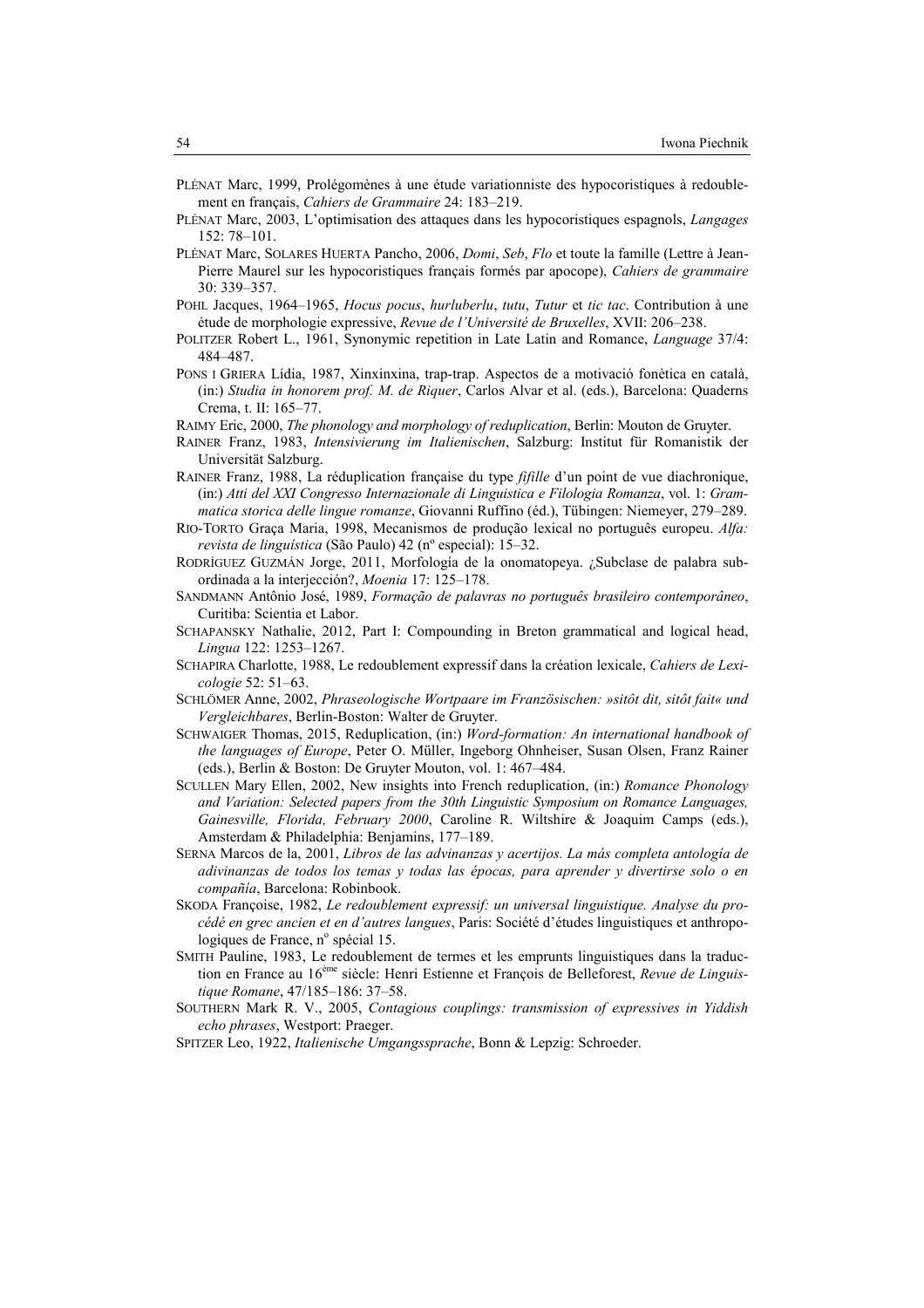PLÉNAT Marc, 1999, Prolégomènes à une étude variationniste des hypocoristiques à redoublement en français, *Cahiers de Grammaire* 24: 183–219.

PLÉNAT Marc, 2003, L'optimisation des attaques dans les hypocoristiques espagnols, *Langages* 152: 78–101.

PLÉNAT Marc, SOLARES HUERTA Pancho, 2006, *Domi*, *Seb*, *Flo* et toute la famille (Lettre à Jean-Pierre Maurel sur les hypocoristiques français formés par apocope), *Cahiers de grammaire* 30: 339–357.

POHL Jacques, 1964–1965, *Hocus pocus*, *hurluberlu*, *tutu*, *Tutur* et *tic tac*. Contribution à une étude de morphologie expressive, *Revue de l'Université de Bruxelles*, XVII: 206–238.

POLITZER Robert L., 1961, Synonymic repetition in Late Latin and Romance, *Language* 37/4: 484–487.

PONS I GRIERA Lídia, 1987, Xinxinxina, trap-trap. Aspectos de a motivació fonètica en català, (in:) *Studia in honorem prof. M. de Riquer*, Carlos Alvar et al. (eds.), Barcelona: Quaderns Crema, t. II: 165–77.

RAIMY Eric, 2000, *The phonology and morphology of reduplication*, Berlin: Mouton de Gruyter.

RAINER Franz, 1983, *Intensivierung im Italienischen*, Salzburg: Institut für Romanistik der Universität Salzburg.

RAINER Franz, 1988, La réduplication française du type *fifille* d'un point de vue diachronique, (in:) *Atti del XXI Congresso Internazionale di Linguistica e Filologia Romanza*, vol. 1: *Grammatica storica delle lingue romanze*, Giovanni Ruffino (éd.), Tübingen: Niemeyer, 279–289.

RIO-TORTO Graça Maria, 1998, Mecanismos de produção lexical no português europeu. *Alfa: revista de linguística* (São Paulo) 42 (nº especial): 15–32.

RODRÍGUEZ GUZMÁN Jorge, 2011, Morfología de la onomatopeya. ¿Subclase de palabra subordinada a la interjección?, *Moenia* 17: 125–178.

SANDMANN Antônio José, 1989, *Formação de palavras no português brasileiro contemporâneo*, Curitiba: Scientia et Labor.

SCHAPANSKY Nathalie, 2012, Part I: Compounding in Breton grammatical and logical head, *Lingua* 122: 1253–1267.

SCHAPIRA Charlotte, 1988, Le redoublement expressif dans la création lexicale, *Cahiers de Lexicologie* 52: 51–63.

SCHLÖMER Anne, 2002, *Phraseologische Wortpaare im Französischen: »sitôt dit, sitôt fait« und Vergleichbares*, Berlin-Boston: Walter de Gruyter.

SCHWAIGER Thomas, 2015, Reduplication, (in:) *Word-formation: An international handbook of the languages of Europe*, Peter O. Müller, Ingeborg Ohnheiser, Susan Olsen, Franz Rainer (eds.), Berlin & Boston: De Gruyter Mouton, vol. 1: 467–484.

SCULLEN Mary Ellen, 2002, New insights into French reduplication, (in:) *Romance Phonology and Variation: Selected papers from the 30th Linguistic Symposium on Romance Languages, Gainesville, Florida, February 2000*, Caroline R. Wiltshire & Joaquim Camps (eds.), Amsterdam & Philadelphia: Benjamins, 177–189.

SERNA Marcos de la, 2001, *Libros de las advinanzas y acertijos. La más completa antología de adivinanzas de todos los temas y todas las épocas, para aprender y divertirse solo o en compañía*, Barcelona: Robinbook.

SKODA Françoise, 1982, *Le redoublement expressif: un universal linguistique. Analyse du procédé en grec ancien et en d'autres langues*, Paris: Société d'études linguistiques et anthropologiques de France, nº spécial 15.

SMITH Pauline, 1983, Le redoublement de termes et les emprunts linguistiques dans la traduction en France au 16ème siècle: Henri Estienne et François de Belleforest, *Revue de Linguistique Romane*, 47/185–186: 37–58.

SOUTHERN Mark R. V., 2005, *Contagious couplings: transmission of expressives in Yiddish echo phrases*, Westport: Praeger.

SPITZER Leo, 1922, *Italienische Umgangssprache*, Bonn & Lepzig: Schroeder.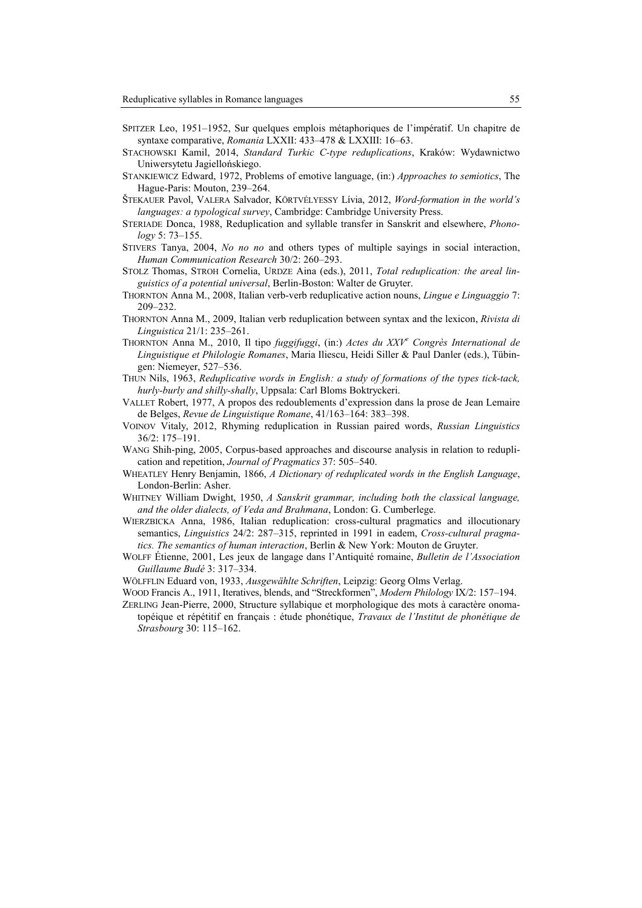SPITZER Leo, 1951–1952, Sur quelques emplois métaphoriques de l'impératif. Un chapitre de syntaxe comparative, *Romania* LXXII: 433–478 & LXXIII: 16–63.

STACHOWSKI Kamil, 2014, *Standard Turkic C-type reduplications*, Kraków: Wydawnictwo Uniwersytetu Jagiellońskiego.

STANKIEWICZ Edward, 1972, Problems of emotive language, (in:) *Approaches to semiotics*, The Hague-Paris: Mouton, 239–264.

ŠTEKAUER Pavol, VALERA Salvador, KÖRTVÉLYESSY Lívia, 2012, *Word-formation in the world's languages: a typological survey*, Cambridge: Cambridge University Press.

STERIADE Donca, 1988, Reduplication and syllable transfer in Sanskrit and elsewhere, *Phonology* 5: 73–155.

STIVERS Tanya, 2004, *No no no* and others types of multiple sayings in social interaction, *Human Communication Research* 30/2: 260–293.

STOLZ Thomas, STROH Cornelia, URDZE Aina (eds.), 2011, *Total reduplication: the areal linguistics of a potential universal*, Berlin-Boston: Walter de Gruyter.

THORNTON Anna M., 2008, Italian verb-verb reduplicative action nouns, *Lingue e Linguaggio* 7: 209–232.

THORNTON Anna M., 2009, Italian verb reduplication between syntax and the lexicon, *Rivista di Linguistica* 21/1: 235–261.

THORNTON Anna M., 2010, Il tipo *fuggifuggi*, (in:) *Actes du XXV^e Congrès International de Linguistique et Philologie Romanes*, Maria Iliescu, Heidi Siller & Paul Danler (eds.), Tübingen: Niemeyer, 527–536.

THUN Nils, 1963, *Reduplicative words in English: a study of formations of the types tick-tack, hurly-burly and shilly-shally*, Uppsala: Carl Bloms Boktryckeri.

VALLET Robert, 1977, A propos des redoublements d'expression dans la prose de Jean Lemaire de Belges, *Revue de Linguistique Romane*, 41/163–164: 383–398.

VOINOV Vitaly, 2012, Rhyming reduplication in Russian paired words, *Russian Linguistics* 36/2: 175–191.

WANG Shih-ping, 2005, Corpus-based approaches and discourse analysis in relation to reduplication and repetition, *Journal of Pragmatics* 37: 505–540.

WHEATLEY Henry Benjamin, 1866, *A Dictionary of reduplicated words in the English Language*, London-Berlin: Asher.

WHITNEY William Dwight, 1950, *A Sanskrit grammar, including both the classical language, and the older dialects, of Veda and Brahmana*, London: G. Cumberlege.

WIERZBICKA Anna, 1986, Italian reduplication: cross-cultural pragmatics and illocutionary semantics, *Linguistics* 24/2: 287–315, reprinted in 1991 in eadem, *Cross-cultural pragmatics. The semantics of human interaction*, Berlin & New York: Mouton de Gruyter.

WOLFF Étienne, 2001, Les jeux de langage dans l'Antiquité romaine, *Bulletin de l'Association Guillaume Budé* 3: 317–334.

WÖLFFLIN Eduard von, 1933, *Ausgewählte Schriften*, Leipzig: Georg Olms Verlag.

WOOD Francis A., 1911, Iteratives, blends, and "Streckformen", *Modern Philology* IX/2: 157–194.

ZERLING Jean-Pierre, 2000, Structure syllabique et morphologique des mots à caractère onomatopéique et répétitif en français : étude phonétique, *Travaux de l'Institut de phonétique de Strasbourg* 30: 115–162.